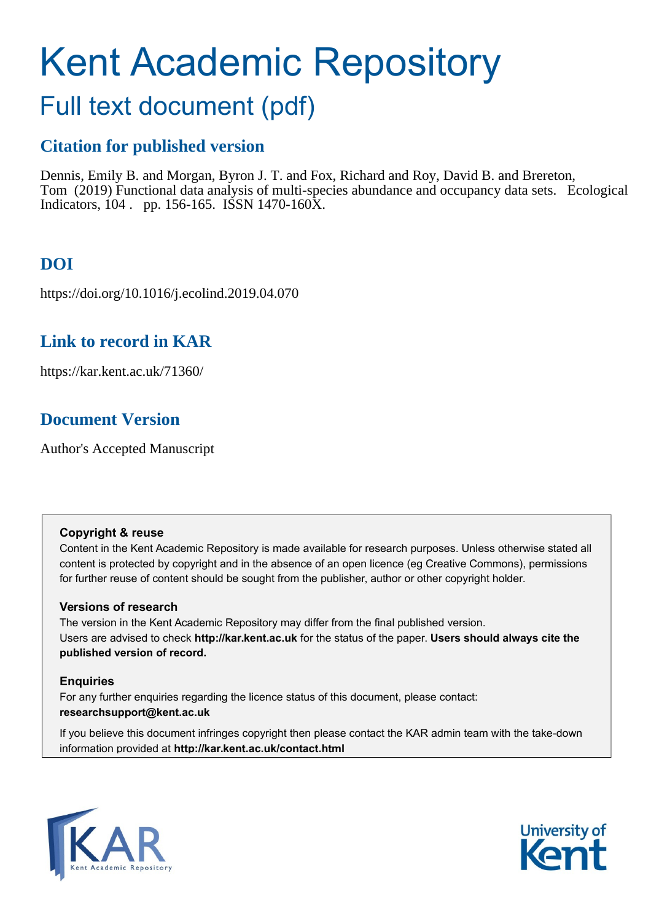# Kent Academic Repository

## Full text document (pdf)

### Citation for published version

Dennis, Emily B. and Morgan, Byron J. T. and Fox, Richard and Roy, David B. and Brereton, Tom (2019) Functional data analysis of multi-species abundance and occupancy data sets. Ecological Indicators, 104 . pp. 156-165. ISSN 1470-160X.

### DOI

https://doi.org/10.1016/j.ecolind.2019.04.070

### Link to record in KAR

https://kar.kent.ac.uk/71360/

### Document Version

Author's Accepted Manuscript

**Copyright & reuse**

Content in the Kent Academic Repository is made available for research purposes. Unless otherwise stated all content is protected by copyright and in the absence of an open licence (eg Creative Commons), permissions for further reuse of content should be sought from the publisher, author or other copyright holder.

**Versions of research**

The version in the Kent Academic Repository may differ from the final published version. Users are advised to check **http://kar.kent.ac.uk** for the status of the paper. **Users should always cite the published version of record.**

**Enquiries**

For any further enquiries regarding the licence status of this document, please contact: **researchsupport@kent.ac.uk**

If you believe this document infringes copyright then please contact the KAR admin team with the take-down information provided at **http://kar.kent.ac.uk/contact.html**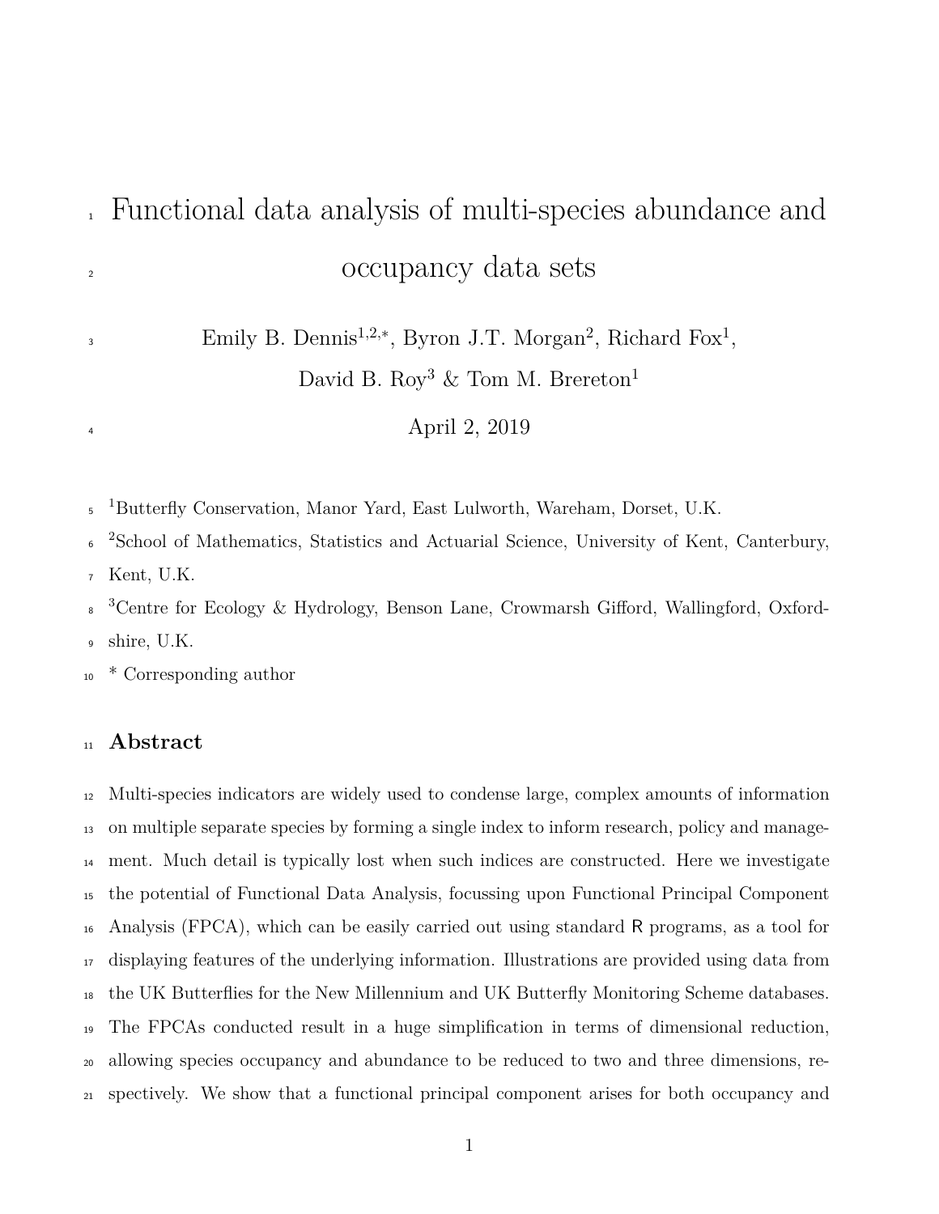# Functional data analysis of multi-species abundance and occupancy data sets

Emily B. Dennis[1,2,*], Byron J.T. Morgan[2], Richard Fox[1], David B. Roy[3] & Tom M. Brereton[1]

April 2, 2019

[1]Butterfly Conservation, Manor Yard, East Lulworth, Wareham, Dorset, U.K.

[2]School of Mathematics, Statistics and Actuarial Science, University of Kent, Canterbury, Kent, U.K.

[3]Centre for Ecology & Hydrology, Benson Lane, Crowmarsh Gifford, Wallingford, Oxfordshire, U.K.

\* Corresponding author

## Abstract

Multi-species indicators are widely used to condense large, complex amounts of information on multiple separate species by forming a single index to inform research, policy and management. Much detail is typically lost when such indices are constructed. Here we investigate the potential of Functional Data Analysis, focussing upon Functional Principal Component Analysis (FPCA), which can be easily carried out using standard R programs, as a tool for displaying features of the underlying information. Illustrations are provided using data from the UK Butterflies for the New Millennium and UK Butterfly Monitoring Scheme databases. The FPCAs conducted result in a huge simplification in terms of dimensional reduction, allowing species occupancy and abundance to be reduced to two and three dimensions, respectively. We show that a functional principal component arises for both occupancy and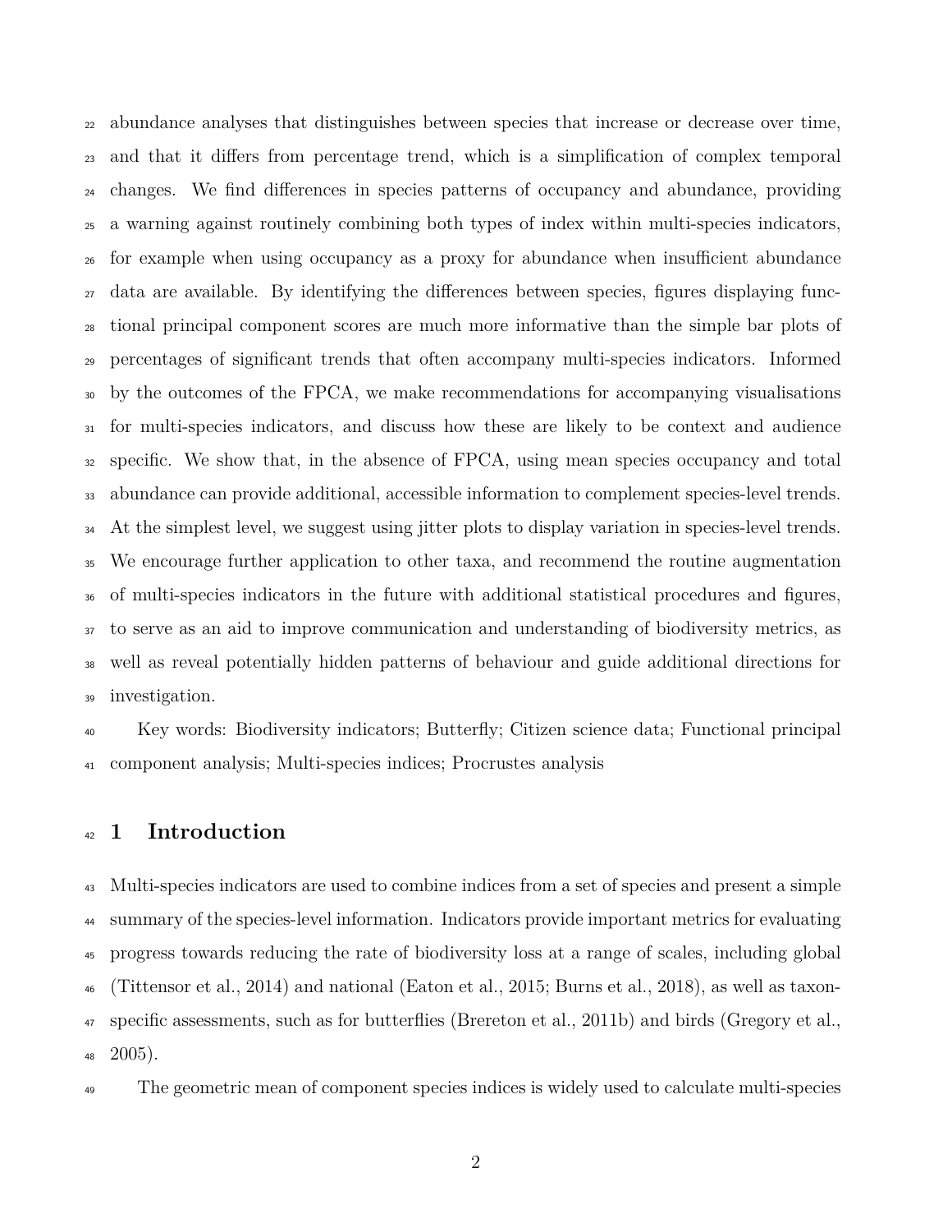abundance analyses that distinguishes between species that increase or decrease over time, and that it differs from percentage trend, which is a simplification of complex temporal changes. We find differences in species patterns of occupancy and abundance, providing a warning against routinely combining both types of index within multi-species indicators, for example when using occupancy as a proxy for abundance when insufficient abundance data are available. By identifying the differences between species, figures displaying functional principal component scores are much more informative than the simple bar plots of percentages of significant trends that often accompany multi-species indicators. Informed by the outcomes of the FPCA, we make recommendations for accompanying visualisations for multi-species indicators, and discuss how these are likely to be context and audience specific. We show that, in the absence of FPCA, using mean species occupancy and total abundance can provide additional, accessible information to complement species-level trends. At the simplest level, we suggest using jitter plots to display variation in species-level trends. We encourage further application to other taxa, and recommend the routine augmentation of multi-species indicators in the future with additional statistical procedures and figures, to serve as an aid to improve communication and understanding of biodiversity metrics, as well as reveal potentially hidden patterns of behaviour and guide additional directions for investigation.

Key words: Biodiversity indicators; Butterfly; Citizen science data; Functional principal component analysis; Multi-species indices; Procrustes analysis

## 1 Introduction

Multi-species indicators are used to combine indices from a set of species and present a simple summary of the species-level information. Indicators provide important metrics for evaluating progress towards reducing the rate of biodiversity loss at a range of scales, including global (Tittensor et al., 2014) and national (Eaton et al., 2015; Burns et al., 2018), as well as taxon-specific assessments, such as for butterflies (Brereton et al., 2011b) and birds (Gregory et al., 2005).

The geometric mean of component species indices is widely used to calculate multi-species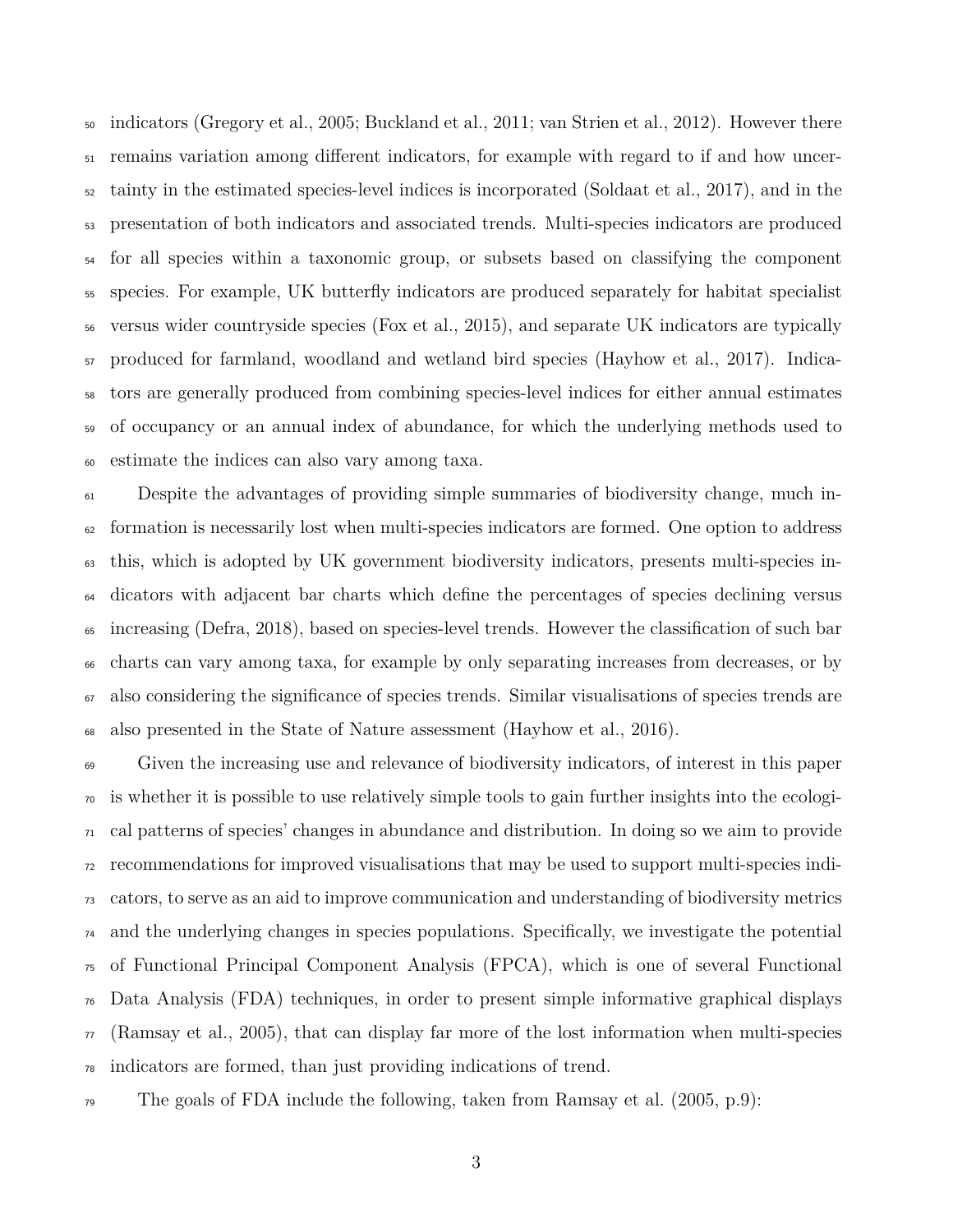indicators (Gregory et al., 2005; Buckland et al., 2011; van Strien et al., 2012). However there remains variation among different indicators, for example with regard to if and how uncertainty in the estimated species-level indices is incorporated (Soldaat et al., 2017), and in the presentation of both indicators and associated trends. Multi-species indicators are produced for all species within a taxonomic group, or subsets based on classifying the component species. For example, UK butterfly indicators are produced separately for habitat specialist versus wider countryside species (Fox et al., 2015), and separate UK indicators are typically produced for farmland, woodland and wetland bird species (Hayhow et al., 2017). Indicators are generally produced from combining species-level indices for either annual estimates of occupancy or an annual index of abundance, for which the underlying methods used to estimate the indices can also vary among taxa.

Despite the advantages of providing simple summaries of biodiversity change, much information is necessarily lost when multi-species indicators are formed. One option to address this, which is adopted by UK government biodiversity indicators, presents multi-species indicators with adjacent bar charts which define the percentages of species declining versus increasing (Defra, 2018), based on species-level trends. However the classification of such bar charts can vary among taxa, for example by only separating increases from decreases, or by also considering the significance of species trends. Similar visualisations of species trends are also presented in the State of Nature assessment (Hayhow et al., 2016).

Given the increasing use and relevance of biodiversity indicators, of interest in this paper is whether it is possible to use relatively simple tools to gain further insights into the ecological patterns of species' changes in abundance and distribution. In doing so we aim to provide recommendations for improved visualisations that may be used to support multi-species indicators, to serve as an aid to improve communication and understanding of biodiversity metrics and the underlying changes in species populations. Specifically, we investigate the potential of Functional Principal Component Analysis (FPCA), which is one of several Functional Data Analysis (FDA) techniques, in order to present simple informative graphical displays (Ramsay et al., 2005), that can display far more of the lost information when multi-species indicators are formed, than just providing indications of trend.

The goals of FDA include the following, taken from Ramsay et al. (2005, p.9):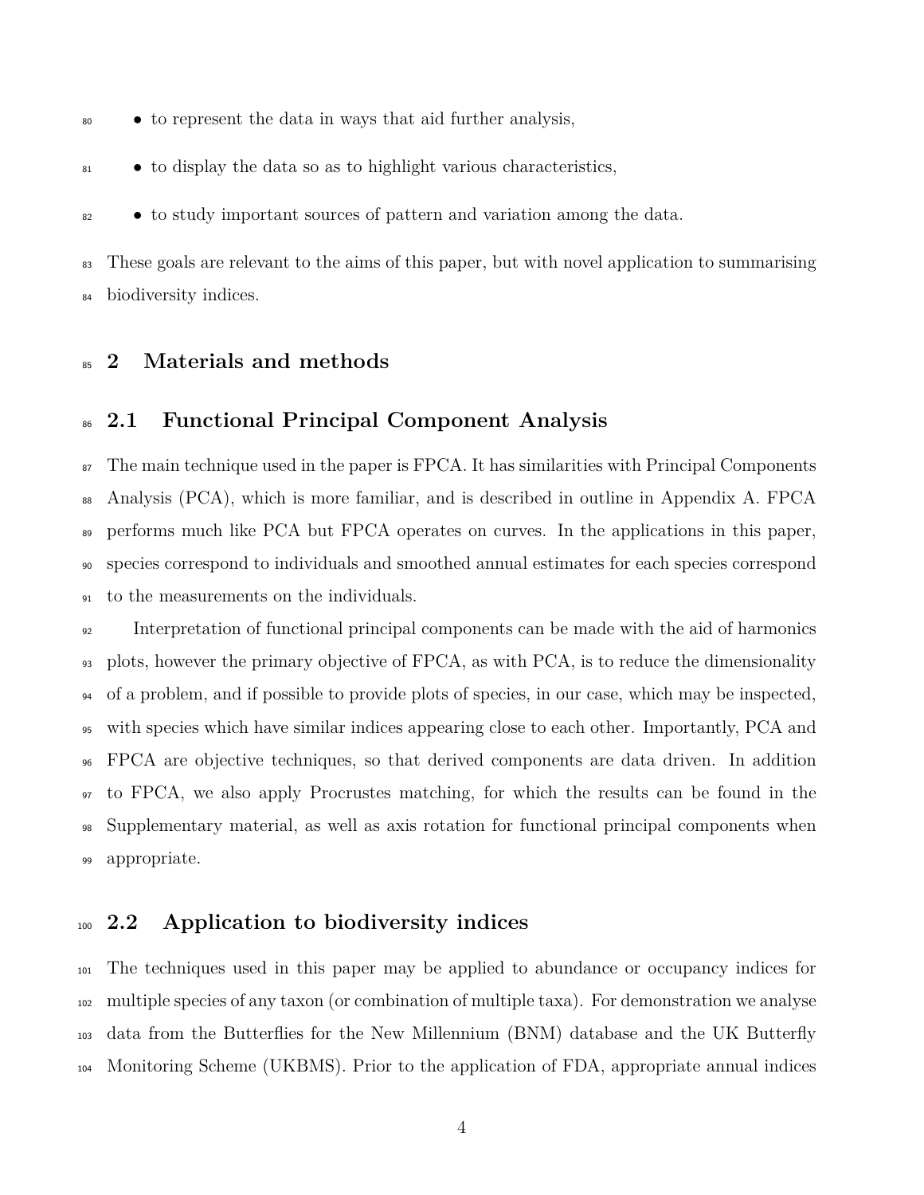- to represent the data in ways that aid further analysis,
- to display the data so as to highlight various characteristics,
- to study important sources of pattern and variation among the data.

These goals are relevant to the aims of this paper, but with novel application to summarising biodiversity indices.

# 2 Materials and methods

## 2.1 Functional Principal Component Analysis

The main technique used in the paper is FPCA. It has similarities with Principal Components Analysis (PCA), which is more familiar, and is described in outline in Appendix A. FPCA performs much like PCA but FPCA operates on curves. In the applications in this paper, species correspond to individuals and smoothed annual estimates for each species correspond to the measurements on the individuals.

Interpretation of functional principal components can be made with the aid of harmonics plots, however the primary objective of FPCA, as with PCA, is to reduce the dimensionality of a problem, and if possible to provide plots of species, in our case, which may be inspected, with species which have similar indices appearing close to each other. Importantly, PCA and FPCA are objective techniques, so that derived components are data driven. In addition to FPCA, we also apply Procrustes matching, for which the results can be found in the Supplementary material, as well as axis rotation for functional principal components when appropriate.

## 2.2 Application to biodiversity indices

The techniques used in this paper may be applied to abundance or occupancy indices for multiple species of any taxon (or combination of multiple taxa). For demonstration we analyse data from the Butterflies for the New Millennium (BNM) database and the UK Butterfly Monitoring Scheme (UKBMS). Prior to the application of FDA, appropriate annual indices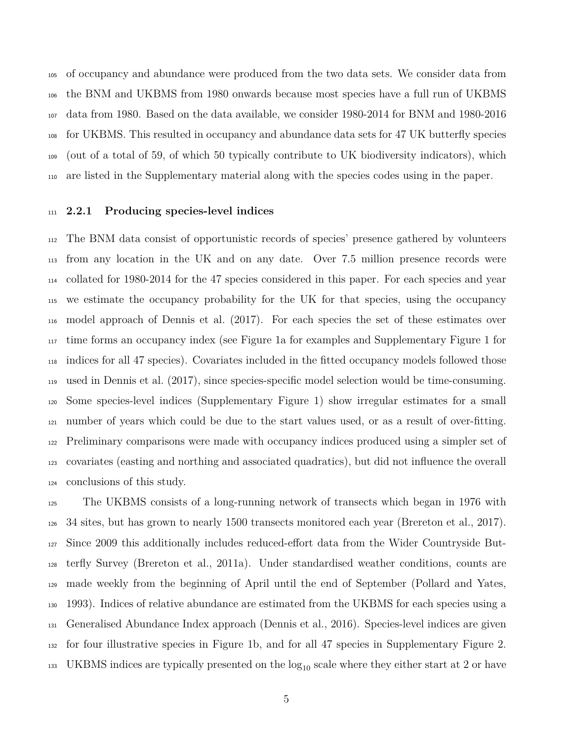of occupancy and abundance were produced from the two data sets. We consider data from the BNM and UKBMS from 1980 onwards because most species have a full run of UKBMS data from 1980. Based on the data available, we consider 1980-2014 for BNM and 1980-2016 for UKBMS. This resulted in occupancy and abundance data sets for 47 UK butterfly species (out of a total of 59, of which 50 typically contribute to UK biodiversity indicators), which are listed in the Supplementary material along with the species codes using in the paper.

### 2.2.1 Producing species-level indices

The BNM data consist of opportunistic records of species' presence gathered by volunteers from any location in the UK and on any date. Over 7.5 million presence records were collated for 1980-2014 for the 47 species considered in this paper. For each species and year we estimate the occupancy probability for the UK for that species, using the occupancy model approach of Dennis et al. (2017). For each species the set of these estimates over time forms an occupancy index (see Figure 1a for examples and Supplementary Figure 1 for indices for all 47 species). Covariates included in the fitted occupancy models followed those used in Dennis et al. (2017), since species-specific model selection would be time-consuming. Some species-level indices (Supplementary Figure 1) show irregular estimates for a small number of years which could be due to the start values used, or as a result of over-fitting. Preliminary comparisons were made with occupancy indices produced using a simpler set of covariates (easting and northing and associated quadratics), but did not influence the overall conclusions of this study.

The UKBMS consists of a long-running network of transects which began in 1976 with 34 sites, but has grown to nearly 1500 transects monitored each year (Brereton et al., 2017). Since 2009 this additionally includes reduced-effort data from the Wider Countryside Butterfly Survey (Brereton et al., 2011a). Under standardised weather conditions, counts are made weekly from the beginning of April until the end of September (Pollard and Yates, 1993). Indices of relative abundance are estimated from the UKBMS for each species using a Generalised Abundance Index approach (Dennis et al., 2016). Species-level indices are given for four illustrative species in Figure 1b, and for all 47 species in Supplementary Figure 2. UKBMS indices are typically presented on the $\log_{10}$ scale where they either start at 2 or have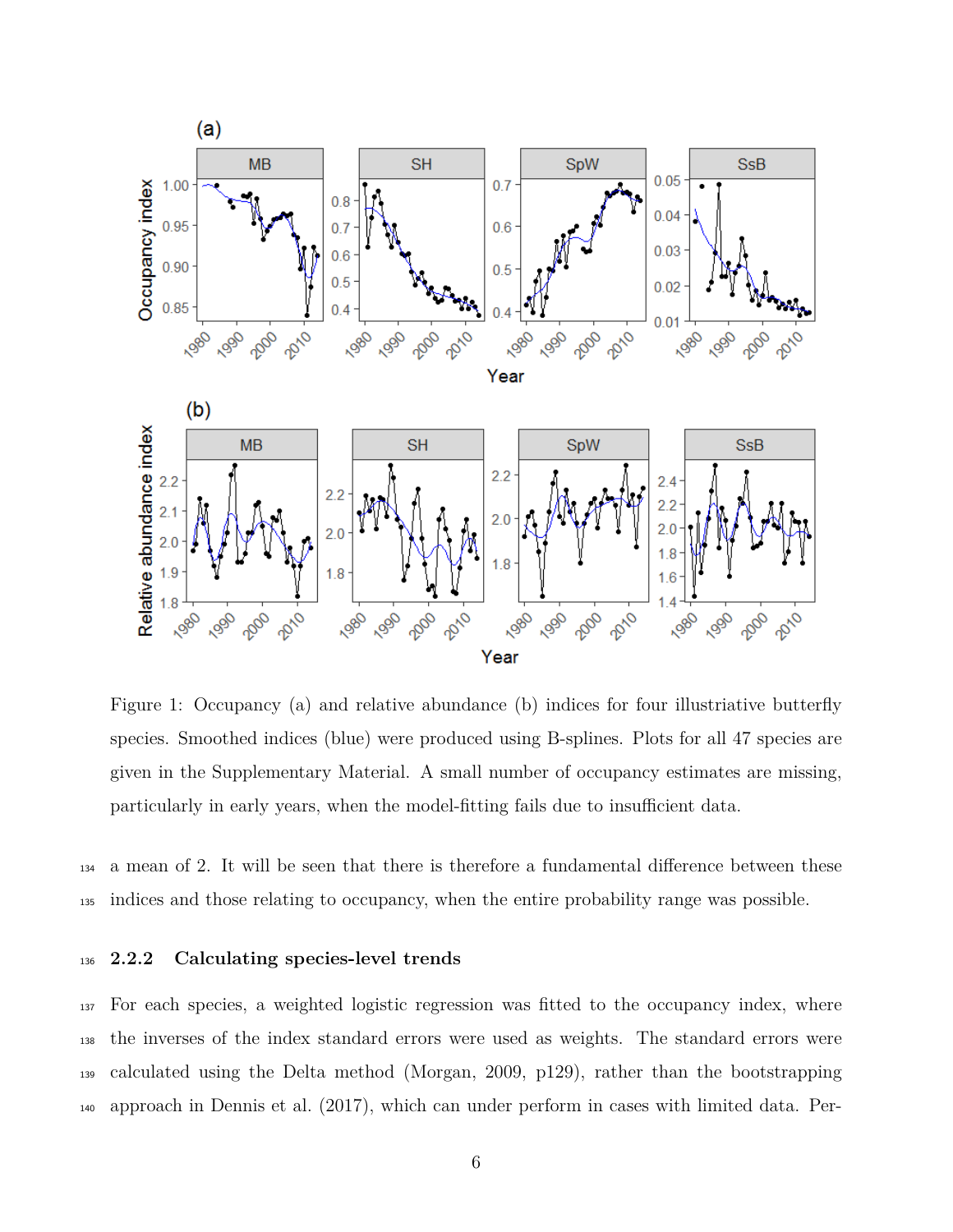Figure 1: Occupancy (a) and relative abundance (b) indices for four illustriative butterfly species. Smoothed indices (blue) were produced using B-splines. Plots for all 47 species are given in the Supplementary Material. A small number of occupancy estimates are missing, particularly in early years, when the model-fitting fails due to insufficient data.

a mean of 2. It will be seen that there is therefore a fundamental difference between these indices and those relating to occupancy, when the entire probability range was possible.

### 2.2.2 Calculating species-level trends

For each species, a weighted logistic regression was fitted to the occupancy index, where the inverses of the index standard errors were used as weights. The standard errors were calculated using the Delta method (Morgan, 2009, p129), rather than the bootstrapping approach in Dennis et al. (2017), which can under perform in cases with limited data. Per-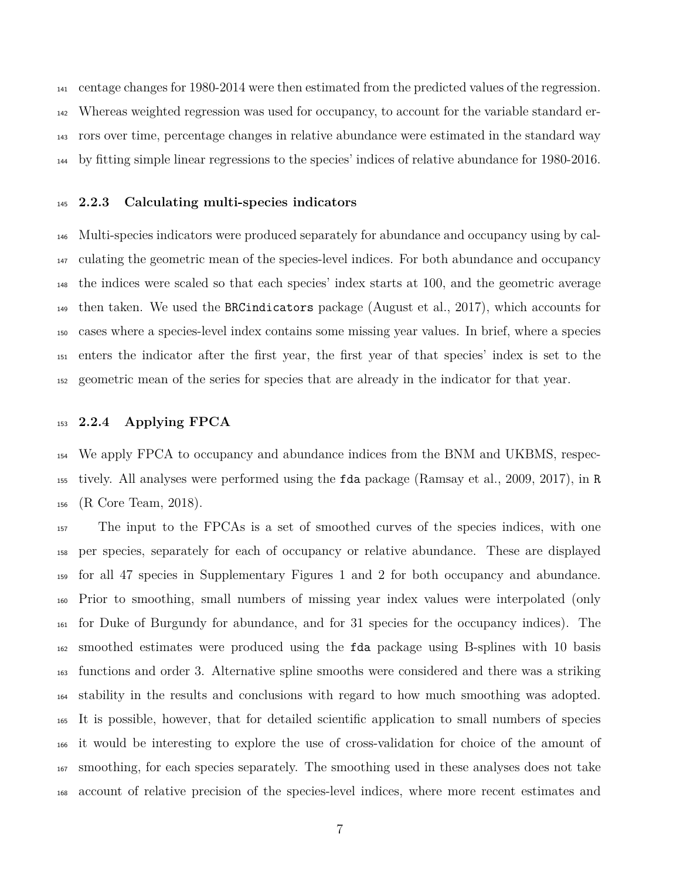centage changes for 1980-2014 were then estimated from the predicted values of the regression. Whereas weighted regression was used for occupancy, to account for the variable standard errors over time, percentage changes in relative abundance were estimated in the standard way by fitting simple linear regressions to the species' indices of relative abundance for 1980-2016.

### 2.2.3 Calculating multi-species indicators

Multi-species indicators were produced separately for abundance and occupancy using by calculating the geometric mean of the species-level indices. For both abundance and occupancy the indices were scaled so that each species' index starts at 100, and the geometric average then taken. We used the `BRCindicators` package (August et al., 2017), which accounts for cases where a species-level index contains some missing year values. In brief, where a species enters the indicator after the first year, the first year of that species' index is set to the geometric mean of the series for species that are already in the indicator for that year.

### 2.2.4 Applying FPCA

We apply FPCA to occupancy and abundance indices from the BNM and UKBMS, respectively. All analyses were performed using the `fda` package (Ramsay et al., 2009, 2017), in `R` (R Core Team, 2018).

The input to the FPCAs is a set of smoothed curves of the species indices, with one per species, separately for each of occupancy or relative abundance. These are displayed for all 47 species in Supplementary Figures 1 and 2 for both occupancy and abundance. Prior to smoothing, small numbers of missing year index values were interpolated (only for Duke of Burgundy for abundance, and for 31 species for the occupancy indices). The smoothed estimates were produced using the `fda` package using B-splines with 10 basis functions and order 3. Alternative spline smooths were considered and there was a striking stability in the results and conclusions with regard to how much smoothing was adopted. It is possible, however, that for detailed scientific application to small numbers of species it would be interesting to explore the use of cross-validation for choice of the amount of smoothing, for each species separately. The smoothing used in these analyses does not take account of relative precision of the species-level indices, where more recent estimates and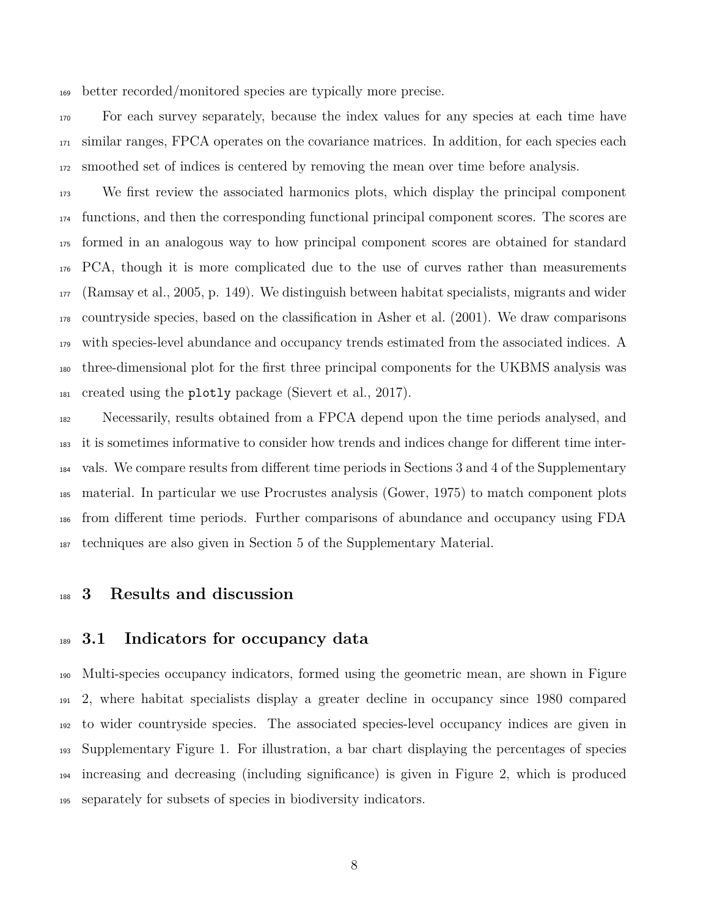better recorded/monitored species are typically more precise.

For each survey separately, because the index values for any species at each time have similar ranges, FPCA operates on the covariance matrices. In addition, for each species each smoothed set of indices is centered by removing the mean over time before analysis.

We first review the associated harmonics plots, which display the principal component functions, and then the corresponding functional principal component scores. The scores are formed in an analogous way to how principal component scores are obtained for standard PCA, though it is more complicated due to the use of curves rather than measurements (Ramsay et al., 2005, p. 149). We distinguish between habitat specialists, migrants and wider countryside species, based on the classification in Asher et al. (2001). We draw comparisons with species-level abundance and occupancy trends estimated from the associated indices. A three-dimensional plot for the first three principal components for the UKBMS analysis was created using the `plotly` package (Sievert et al., 2017).

Necessarily, results obtained from a FPCA depend upon the time periods analysed, and it is sometimes informative to consider how trends and indices change for different time intervals. We compare results from different time periods in Sections 3 and 4 of the Supplementary material. In particular we use Procrustes analysis (Gower, 1975) to match component plots from different time periods. Further comparisons of abundance and occupancy using FDA techniques are also given in Section 5 of the Supplementary Material.

# 3 Results and discussion

## 3.1 Indicators for occupancy data

Multi-species occupancy indicators, formed using the geometric mean, are shown in Figure 2, where habitat specialists display a greater decline in occupancy since 1980 compared to wider countryside species. The associated species-level occupancy indices are given in Supplementary Figure 1. For illustration, a bar chart displaying the percentages of species increasing and decreasing (including significance) is given in Figure 2, which is produced separately for subsets of species in biodiversity indicators.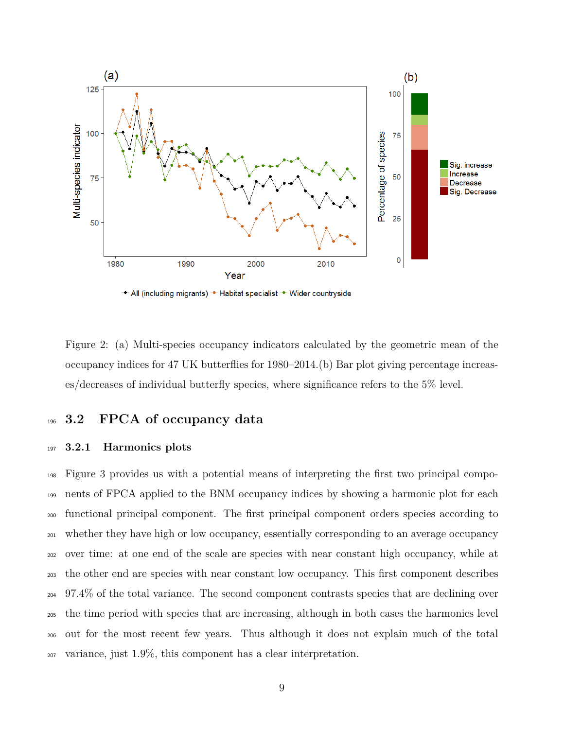Figure 2: (a) Multi-species occupancy indicators calculated by the geometric mean of the occupancy indices for 47 UK butterflies for 1980–2014.(b) Bar plot giving percentage increases/decreases of individual butterfly species, where significance refers to the 5% level.

## 3.2 FPCA of occupancy data

### 3.2.1 Harmonics plots

Figure 3 provides us with a potential means of interpreting the first two principal components of FPCA applied to the BNM occupancy indices by showing a harmonic plot for each functional principal component. The first principal component orders species according to whether they have high or low occupancy, essentially corresponding to an average occupancy over time: at one end of the scale are species with near constant high occupancy, while at the other end are species with near constant low occupancy. This first component describes 97.4% of the total variance. The second component contrasts species that are declining over the time period with species that are increasing, although in both cases the harmonics level out for the most recent few years. Thus although it does not explain much of the total variance, just 1.9%, this component has a clear interpretation.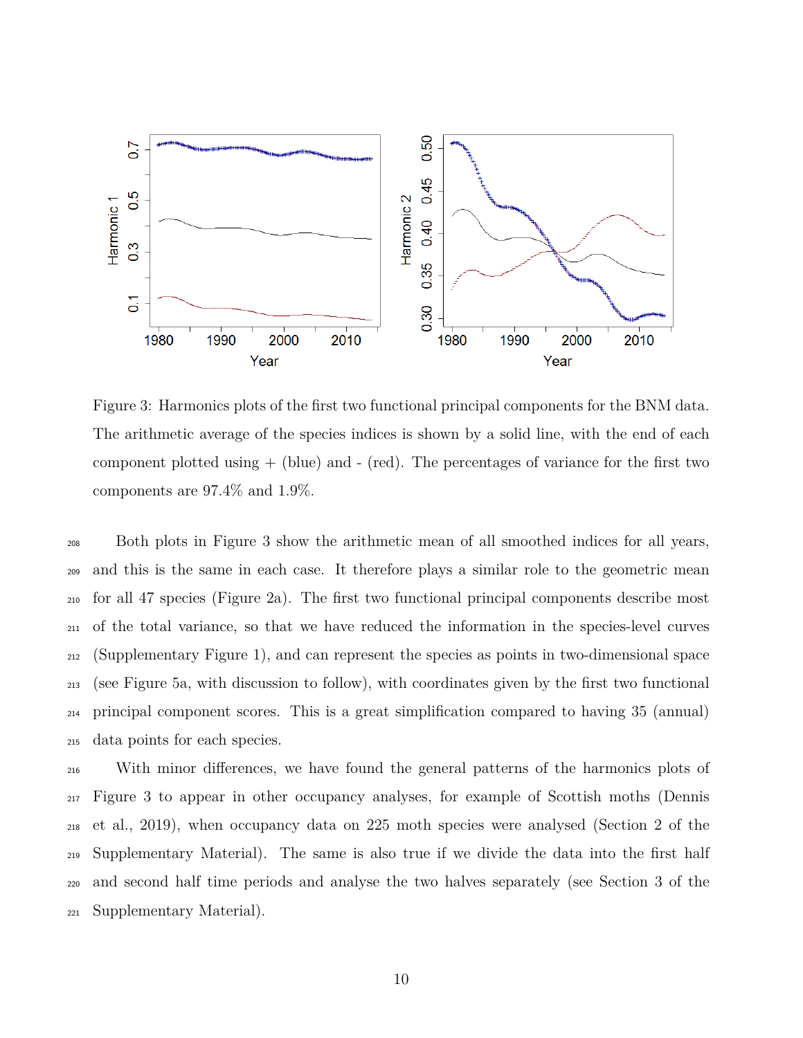Figure 3: Harmonics plots of the first two functional principal components for the BNM data. The arithmetic average of the species indices is shown by a solid line, with the end of each component plotted using + (blue) and - (red). The percentages of variance for the first two components are 97.4% and 1.9%.

Both plots in Figure 3 show the arithmetic mean of all smoothed indices for all years, and this is the same in each case. It therefore plays a similar role to the geometric mean for all 47 species (Figure 2a). The first two functional principal components describe most of the total variance, so that we have reduced the information in the species-level curves (Supplementary Figure 1), and can represent the species as points in two-dimensional space (see Figure 5a, with discussion to follow), with coordinates given by the first two functional principal component scores. This is a great simplification compared to having 35 (annual) data points for each species.

With minor differences, we have found the general patterns of the harmonics plots of Figure 3 to appear in other occupancy analyses, for example of Scottish moths (Dennis et al., 2019), when occupancy data on 225 moth species were analysed (Section 2 of the Supplementary Material). The same is also true if we divide the data into the first half and second half time periods and analyse the two halves separately (see Section 3 of the Supplementary Material).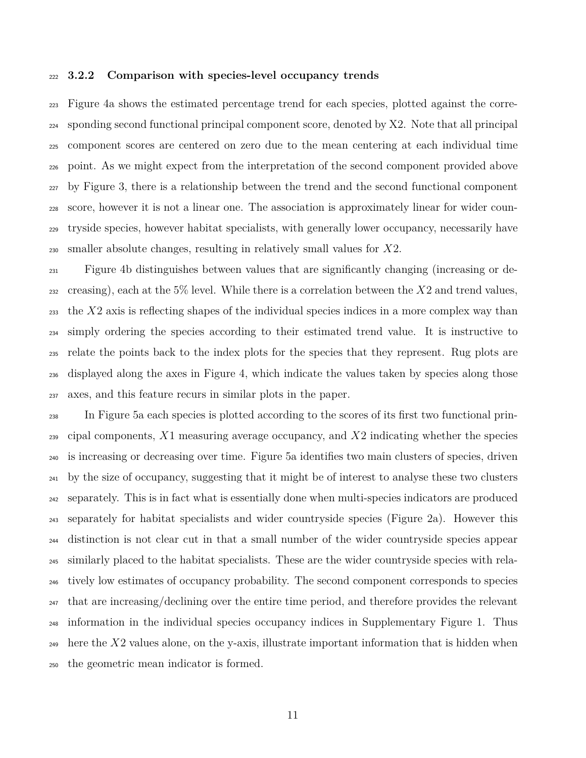### 3.2.2 Comparison with species-level occupancy trends

Figure 4a shows the estimated percentage trend for each species, plotted against the corresponding second functional principal component score, denoted by X2. Note that all principal component scores are centered on zero due to the mean centering at each individual time point. As we might expect from the interpretation of the second component provided above by Figure 3, there is a relationship between the trend and the second functional component score, however it is not a linear one. The association is approximately linear for wider countryside species, however habitat specialists, with generally lower occupancy, necessarily have smaller absolute changes, resulting in relatively small values for $X2$.

Figure 4b distinguishes between values that are significantly changing (increasing or decreasing), each at the 5% level. While there is a correlation between the $X2$ and trend values, the $X2$ axis is reflecting shapes of the individual species indices in a more complex way than simply ordering the species according to their estimated trend value. It is instructive to relate the points back to the index plots for the species that they represent. Rug plots are displayed along the axes in Figure 4, which indicate the values taken by species along those axes, and this feature recurs in similar plots in the paper.

In Figure 5a each species is plotted according to the scores of its first two functional principal components, $X1$ measuring average occupancy, and $X2$ indicating whether the species is increasing or decreasing over time. Figure 5a identifies two main clusters of species, driven by the size of occupancy, suggesting that it might be of interest to analyse these two clusters separately. This is in fact what is essentially done when multi-species indicators are produced separately for habitat specialists and wider countryside species (Figure 2a). However this distinction is not clear cut in that a small number of the wider countryside species appear similarly placed to the habitat specialists. These are the wider countryside species with relatively low estimates of occupancy probability. The second component corresponds to species that are increasing/declining over the entire time period, and therefore provides the relevant information in the individual species occupancy indices in Supplementary Figure 1. Thus here the $X2$ values alone, on the y-axis, illustrate important information that is hidden when the geometric mean indicator is formed.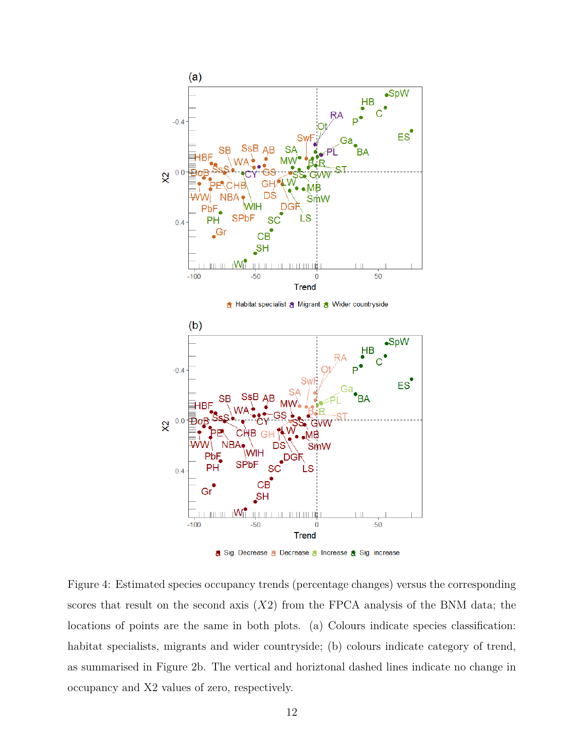Figure 4: Estimated species occupancy trends (percentage changes) versus the corresponding scores that result on the second axis ($X2$) from the FPCA analysis of the BNM data; the locations of points are the same in both plots. (a) Colours indicate species classification: habitat specialists, migrants and wider countryside; (b) colours indicate category of trend, as summarised in Figure 2b. The vertical and horiztonal dashed lines indicate no change in occupancy and X2 values of zero, respectively.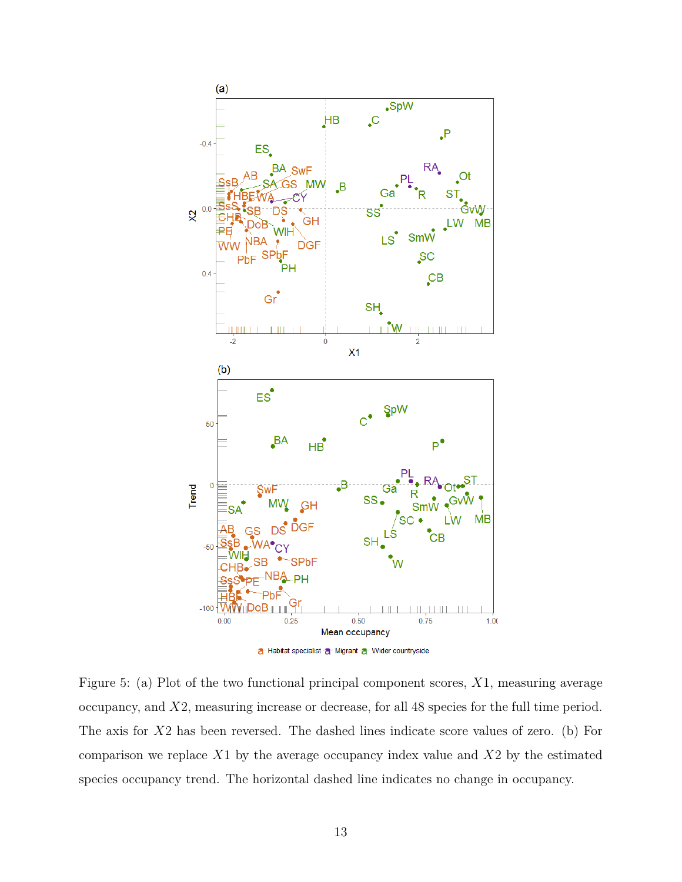Figure 5: (a) Plot of the two functional principal component scores, $X1$, measuring average occupancy, and $X2$, measuring increase or decrease, for all 48 species for the full time period. The axis for $X2$ has been reversed. The dashed lines indicate score values of zero. (b) For comparison we replace $X1$ by the average occupancy index value and $X2$ by the estimated species occupancy trend. The horizontal dashed line indicates no change in occupancy.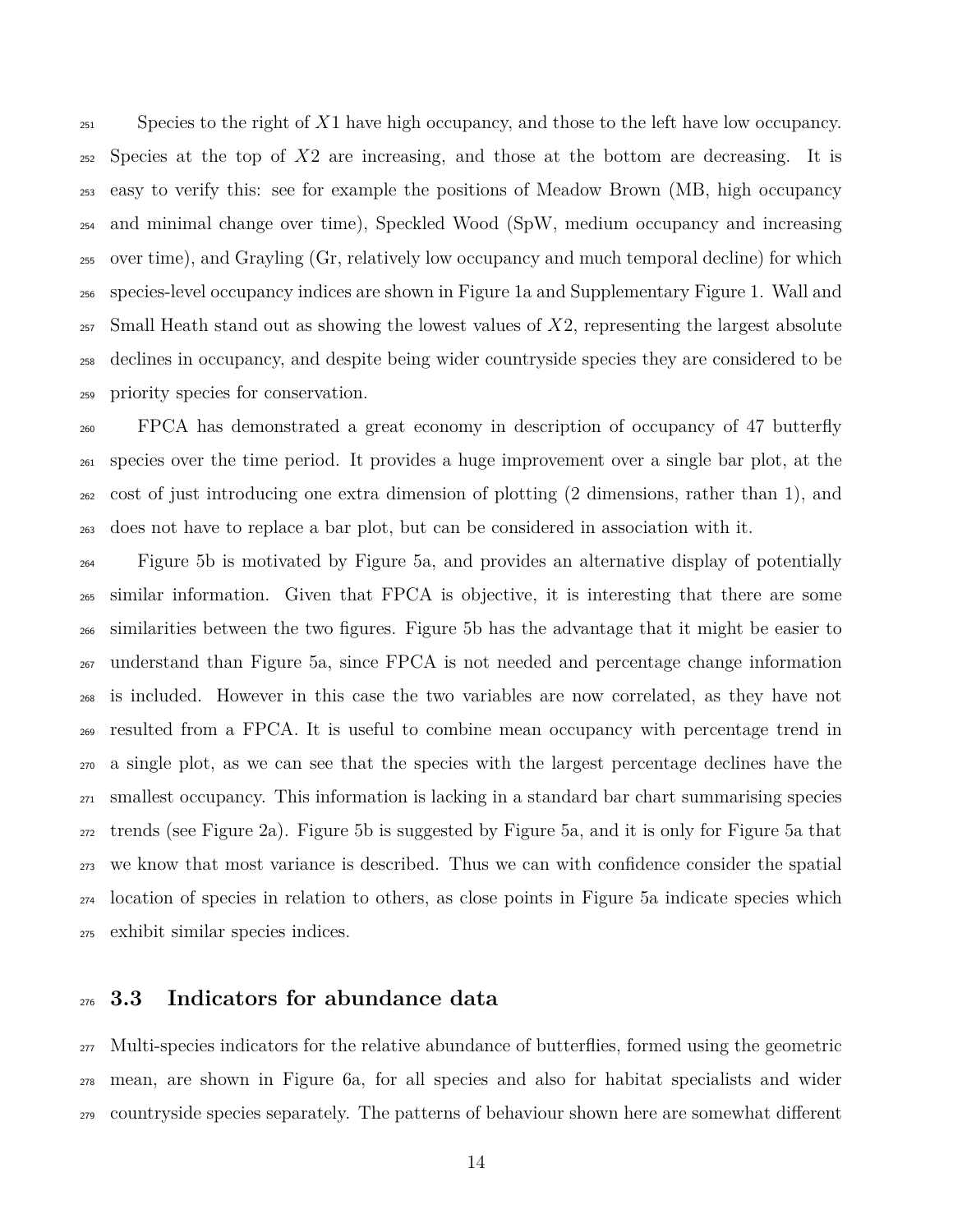Species to the right of $X1$ have high occupancy, and those to the left have low occupancy. Species at the top of $X2$ are increasing, and those at the bottom are decreasing. It is easy to verify this: see for example the positions of Meadow Brown (MB, high occupancy and minimal change over time), Speckled Wood (SpW, medium occupancy and increasing over time), and Grayling (Gr, relatively low occupancy and much temporal decline) for which species-level occupancy indices are shown in Figure 1a and Supplementary Figure 1. Wall and Small Heath stand out as showing the lowest values of $X2$, representing the largest absolute declines in occupancy, and despite being wider countryside species they are considered to be priority species for conservation.

FPCA has demonstrated a great economy in description of occupancy of 47 butterfly species over the time period. It provides a huge improvement over a single bar plot, at the cost of just introducing one extra dimension of plotting (2 dimensions, rather than 1), and does not have to replace a bar plot, but can be considered in association with it.

Figure 5b is motivated by Figure 5a, and provides an alternative display of potentially similar information. Given that FPCA is objective, it is interesting that there are some similarities between the two figures. Figure 5b has the advantage that it might be easier to understand than Figure 5a, since FPCA is not needed and percentage change information is included. However in this case the two variables are now correlated, as they have not resulted from a FPCA. It is useful to combine mean occupancy with percentage trend in a single plot, as we can see that the species with the largest percentage declines have the smallest occupancy. This information is lacking in a standard bar chart summarising species trends (see Figure 2a). Figure 5b is suggested by Figure 5a, and it is only for Figure 5a that we know that most variance is described. Thus we can with confidence consider the spatial location of species in relation to others, as close points in Figure 5a indicate species which exhibit similar species indices.

## 3.3 Indicators for abundance data

Multi-species indicators for the relative abundance of butterflies, formed using the geometric mean, are shown in Figure 6a, for all species and also for habitat specialists and wider countryside species separately. The patterns of behaviour shown here are somewhat different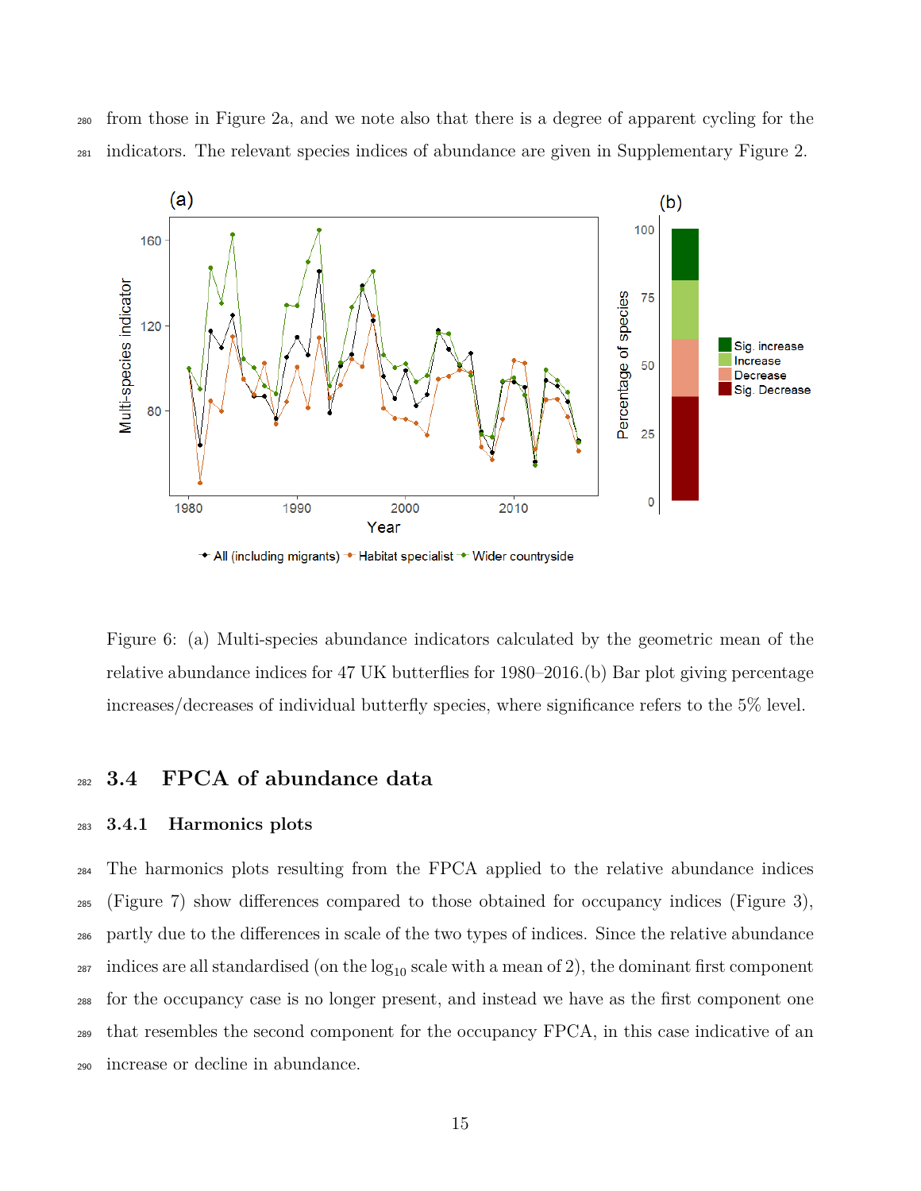from those in Figure 2a, and we note also that there is a degree of apparent cycling for the indicators. The relevant species indices of abundance are given in Supplementary Figure 2.

Figure 6: (a) Multi-species abundance indicators calculated by the geometric mean of the relative abundance indices for 47 UK butterflies for 1980–2016.(b) Bar plot giving percentage increases/decreases of individual butterfly species, where significance refers to the 5% level.

## 3.4 FPCA of abundance data

### 3.4.1 Harmonics plots

The harmonics plots resulting from the FPCA applied to the relative abundance indices (Figure 7) show differences compared to those obtained for occupancy indices (Figure 3), partly due to the differences in scale of the two types of indices. Since the relative abundance indices are all standardised (on the $\log_{10}$ scale with a mean of 2), the dominant first component for the occupancy case is no longer present, and instead we have as the first component one that resembles the second component for the occupancy FPCA, in this case indicative of an increase or decline in abundance.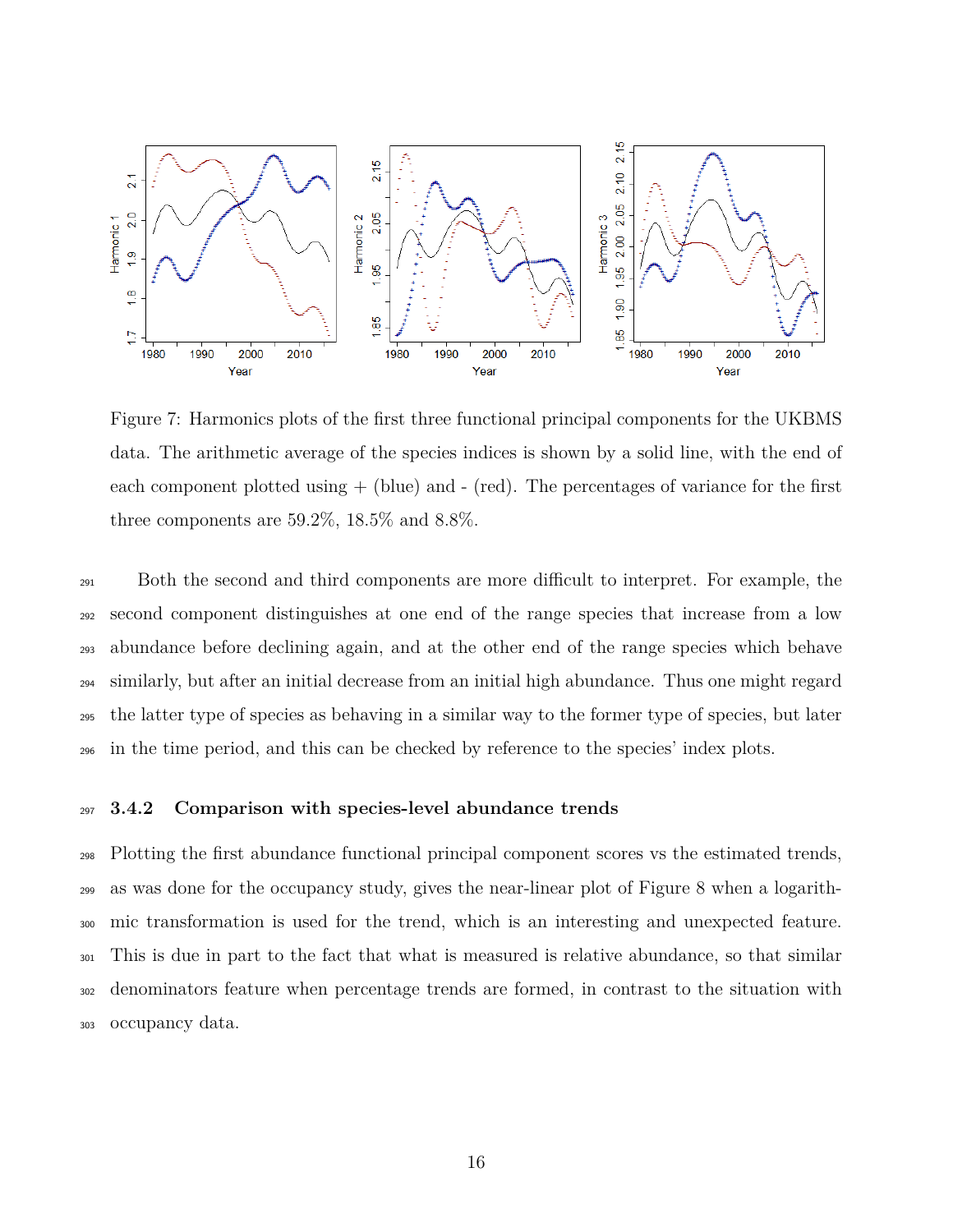Figure 7: Harmonics plots of the first three functional principal components for the UKBMS data. The arithmetic average of the species indices is shown by a solid line, with the end of each component plotted using + (blue) and - (red). The percentages of variance for the first three components are 59.2%, 18.5% and 8.8%.

Both the second and third components are more difficult to interpret. For example, the second component distinguishes at one end of the range species that increase from a low abundance before declining again, and at the other end of the range species which behave similarly, but after an initial decrease from an initial high abundance. Thus one might regard the latter type of species as behaving in a similar way to the former type of species, but later in the time period, and this can be checked by reference to the species' index plots.

### 3.4.2 Comparison with species-level abundance trends

Plotting the first abundance functional principal component scores vs the estimated trends, as was done for the occupancy study, gives the near-linear plot of Figure 8 when a logarithmic transformation is used for the trend, which is an interesting and unexpected feature. This is due in part to the fact that what is measured is relative abundance, so that similar denominators feature when percentage trends are formed, in contrast to the situation with occupancy data.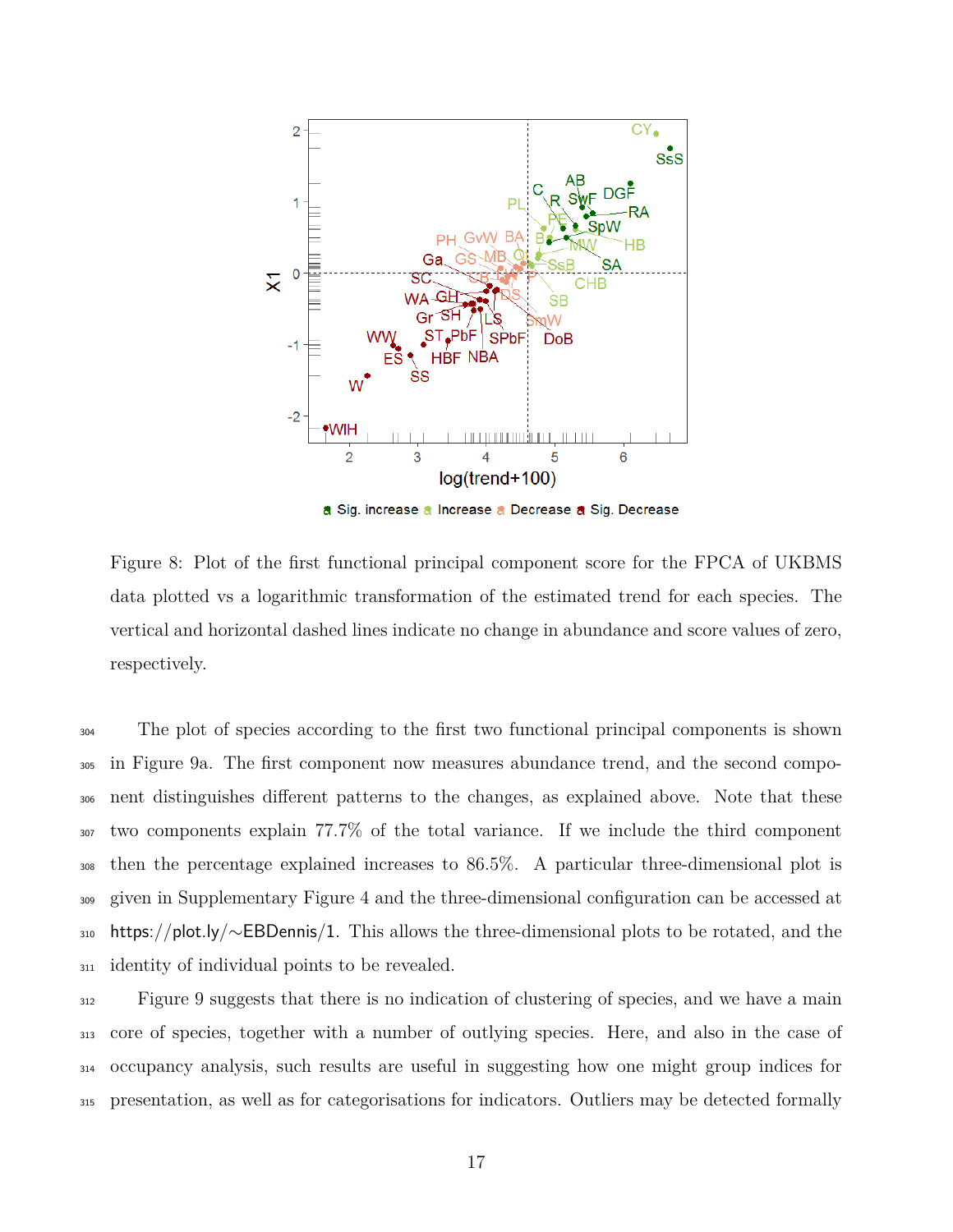Figure 8: Plot of the first functional principal component score for the FPCA of UKBMS data plotted vs a logarithmic transformation of the estimated trend for each species. The vertical and horizontal dashed lines indicate no change in abundance and score values of zero, respectively.

The plot of species according to the first two functional principal components is shown in Figure 9a. The first component now measures abundance trend, and the second component distinguishes different patterns to the changes, as explained above. Note that these two components explain 77.7% of the total variance. If we include the third component then the percentage explained increases to 86.5%. A particular three-dimensional plot is given in Supplementary Figure 4 and the three-dimensional configuration can be accessed at https://plot.ly/∼EBDennis/1. This allows the three-dimensional plots to be rotated, and the identity of individual points to be revealed.

Figure 9 suggests that there is no indication of clustering of species, and we have a main core of species, together with a number of outlying species. Here, and also in the case of occupancy analysis, such results are useful in suggesting how one might group indices for presentation, as well as for categorisations for indicators. Outliers may be detected formally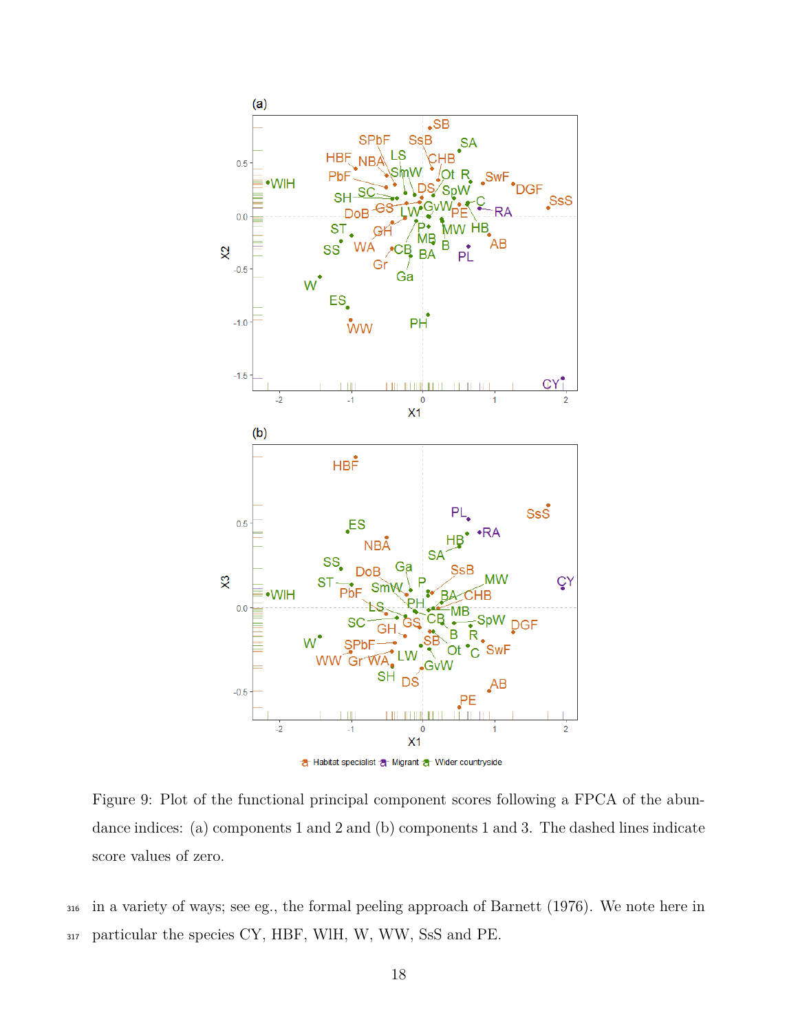Figure 9: Plot of the functional principal component scores following a FPCA of the abundance indices: (a) components 1 and 2 and (b) components 1 and 3. The dashed lines indicate score values of zero.

in a variety of ways; see eg., the formal peeling approach of Barnett (1976). We note here in particular the species CY, HBF, WlH, W, WW, SsS and PE.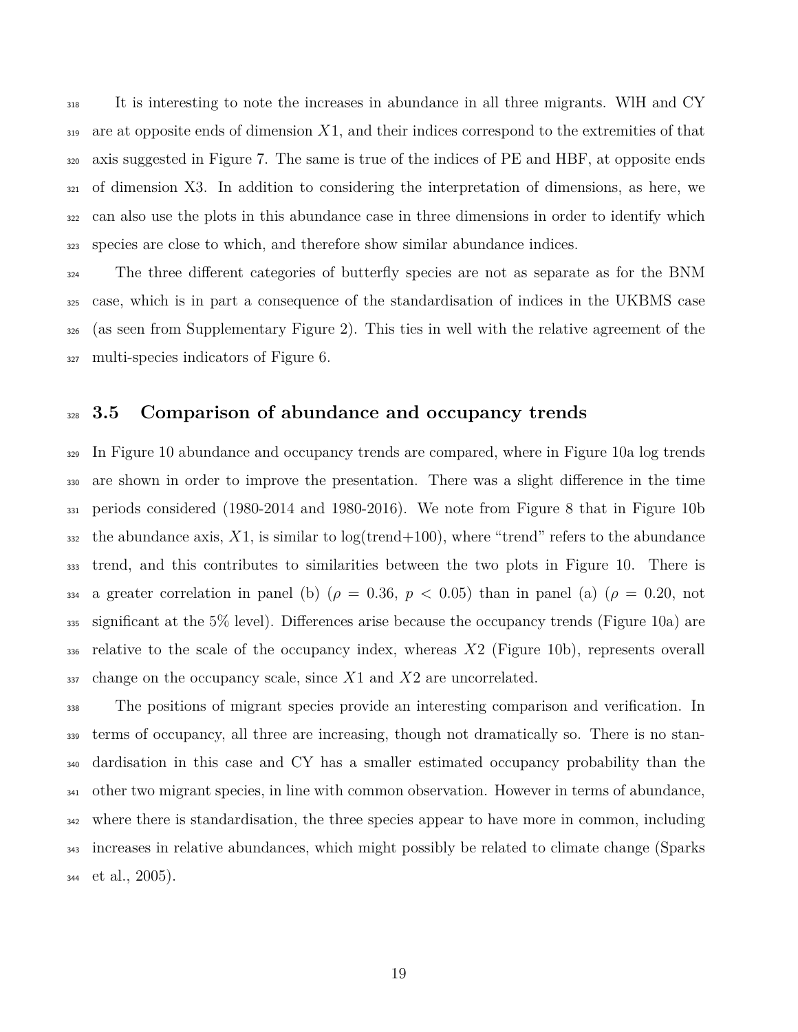It is interesting to note the increases in abundance in all three migrants. WlH and CY are at opposite ends of dimension $X1$, and their indices correspond to the extremities of that axis suggested in Figure 7. The same is true of the indices of PE and HBF, at opposite ends of dimension X3. In addition to considering the interpretation of dimensions, as here, we can also use the plots in this abundance case in three dimensions in order to identify which species are close to which, and therefore show similar abundance indices.

The three different categories of butterfly species are not as separate as for the BNM case, which is in part a consequence of the standardisation of indices in the UKBMS case (as seen from Supplementary Figure 2). This ties in well with the relative agreement of the multi-species indicators of Figure 6.

### 3.5 Comparison of abundance and occupancy trends

In Figure 10 abundance and occupancy trends are compared, where in Figure 10a log trends are shown in order to improve the presentation. There was a slight difference in the time periods considered (1980-2014 and 1980-2016). We note from Figure 8 that in Figure 10b the abundance axis, $X1$, is similar to log(trend+100), where "trend" refers to the abundance trend, and this contributes to similarities between the two plots in Figure 10. There is a greater correlation in panel (b) ($\rho = 0.36$, $p < 0.05$) than in panel (a) ($\rho = 0.20$, not significant at the 5% level). Differences arise because the occupancy trends (Figure 10a) are relative to the scale of the occupancy index, whereas $X2$ (Figure 10b), represents overall change on the occupancy scale, since $X1$ and $X2$ are uncorrelated.

The positions of migrant species provide an interesting comparison and verification. In terms of occupancy, all three are increasing, though not dramatically so. There is no standardisation in this case and CY has a smaller estimated occupancy probability than the other two migrant species, in line with common observation. However in terms of abundance, where there is standardisation, the three species appear to have more in common, including increases in relative abundances, which might possibly be related to climate change (Sparks et al., 2005).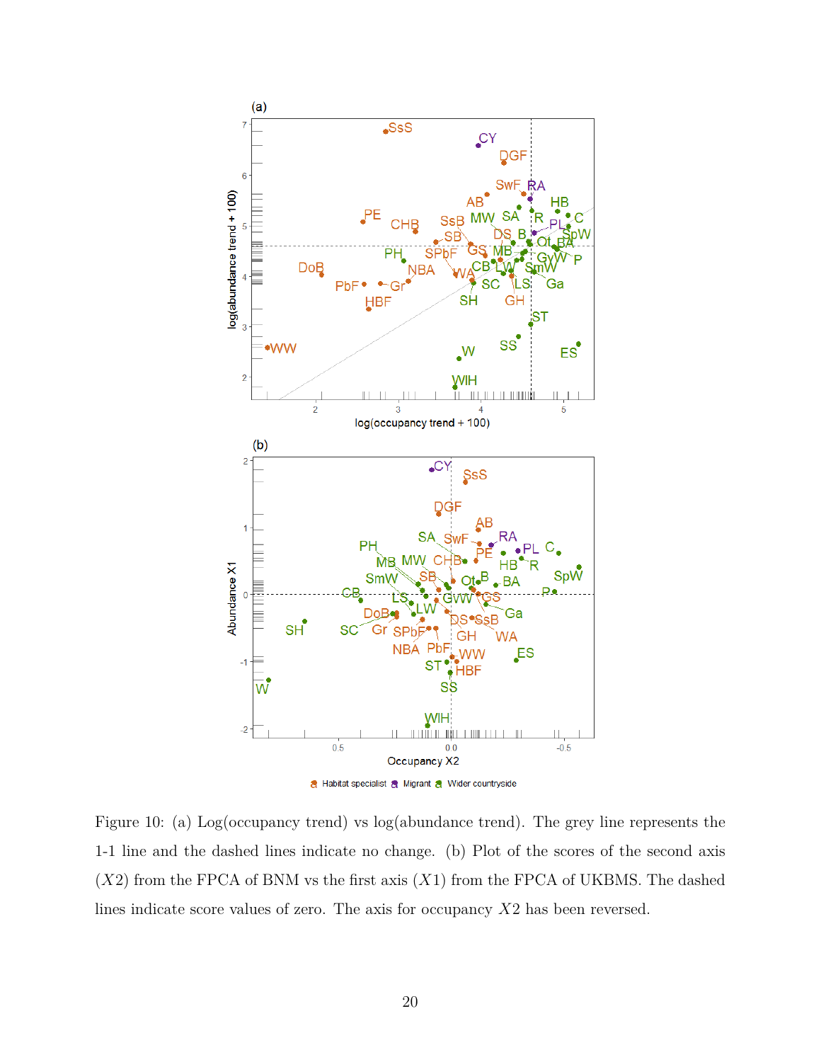Figure 10: (a) Log(occupancy trend) vs log(abundance trend). The grey line represents the 1-1 line and the dashed lines indicate no change. (b) Plot of the scores of the second axis ($X2$) from the FPCA of BNM vs the first axis ($X1$) from the FPCA of UKBMS. The dashed lines indicate score values of zero. The axis for occupancy $X2$ has been reversed.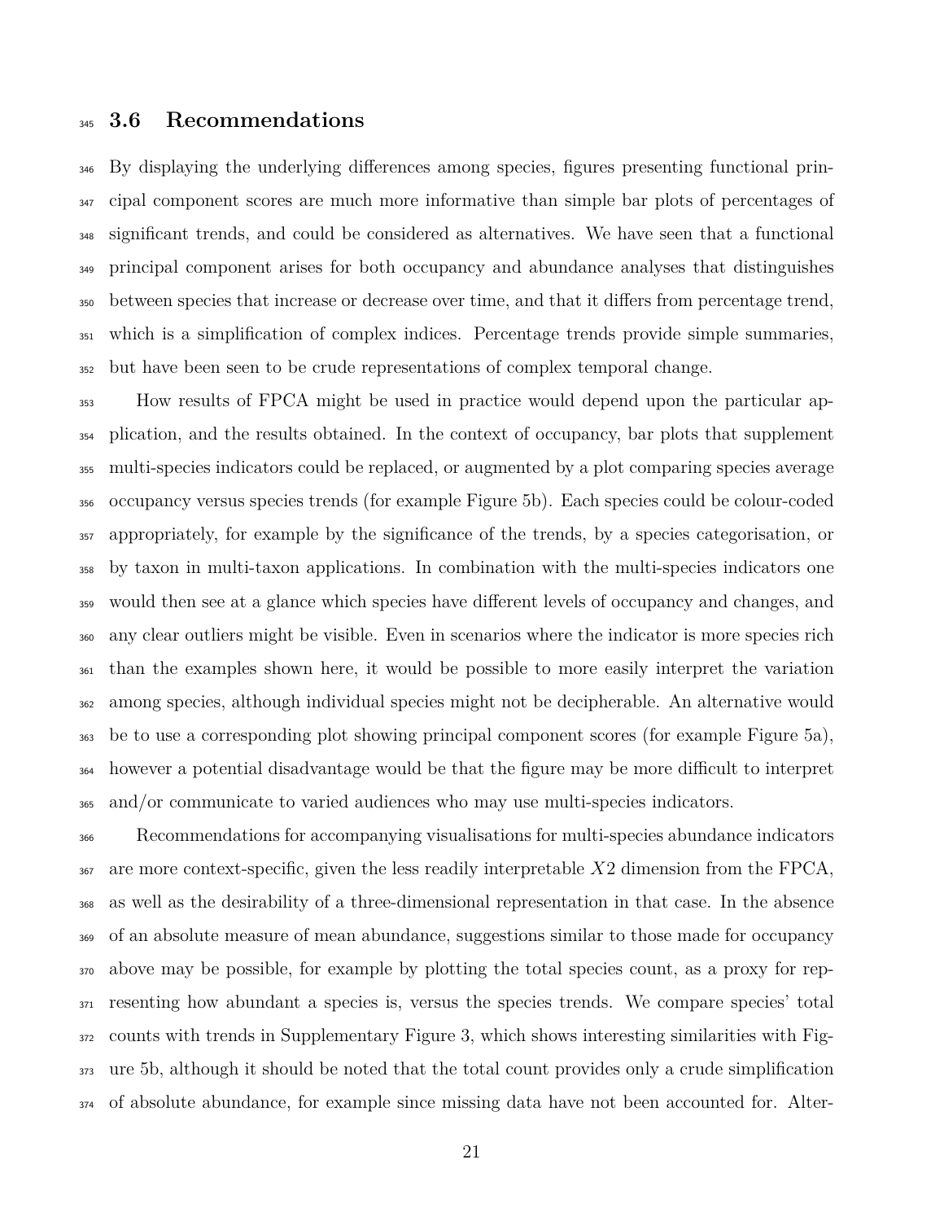### 3.6 Recommendations

By displaying the underlying differences among species, figures presenting functional principal component scores are much more informative than simple bar plots of percentages of significant trends, and could be considered as alternatives. We have seen that a functional principal component arises for both occupancy and abundance analyses that distinguishes between species that increase or decrease over time, and that it differs from percentage trend, which is a simplification of complex indices. Percentage trends provide simple summaries, but have been seen to be crude representations of complex temporal change.

How results of FPCA might be used in practice would depend upon the particular application, and the results obtained. In the context of occupancy, bar plots that supplement multi-species indicators could be replaced, or augmented by a plot comparing species average occupancy versus species trends (for example Figure 5b). Each species could be colour-coded appropriately, for example by the significance of the trends, by a species categorisation, or by taxon in multi-taxon applications. In combination with the multi-species indicators one would then see at a glance which species have different levels of occupancy and changes, and any clear outliers might be visible. Even in scenarios where the indicator is more species rich than the examples shown here, it would be possible to more easily interpret the variation among species, although individual species might not be decipherable. An alternative would be to use a corresponding plot showing principal component scores (for example Figure 5a), however a potential disadvantage would be that the figure may be more difficult to interpret and/or communicate to varied audiences who may use multi-species indicators.

Recommendations for accompanying visualisations for multi-species abundance indicators are more context-specific, given the less readily interpretable $X2$ dimension from the FPCA, as well as the desirability of a three-dimensional representation in that case. In the absence of an absolute measure of mean abundance, suggestions similar to those made for occupancy above may be possible, for example by plotting the total species count, as a proxy for representing how abundant a species is, versus the species trends. We compare species' total counts with trends in Supplementary Figure 3, which shows interesting similarities with Figure 5b, although it should be noted that the total count provides only a crude simplification of absolute abundance, for example since missing data have not been accounted for. Alter-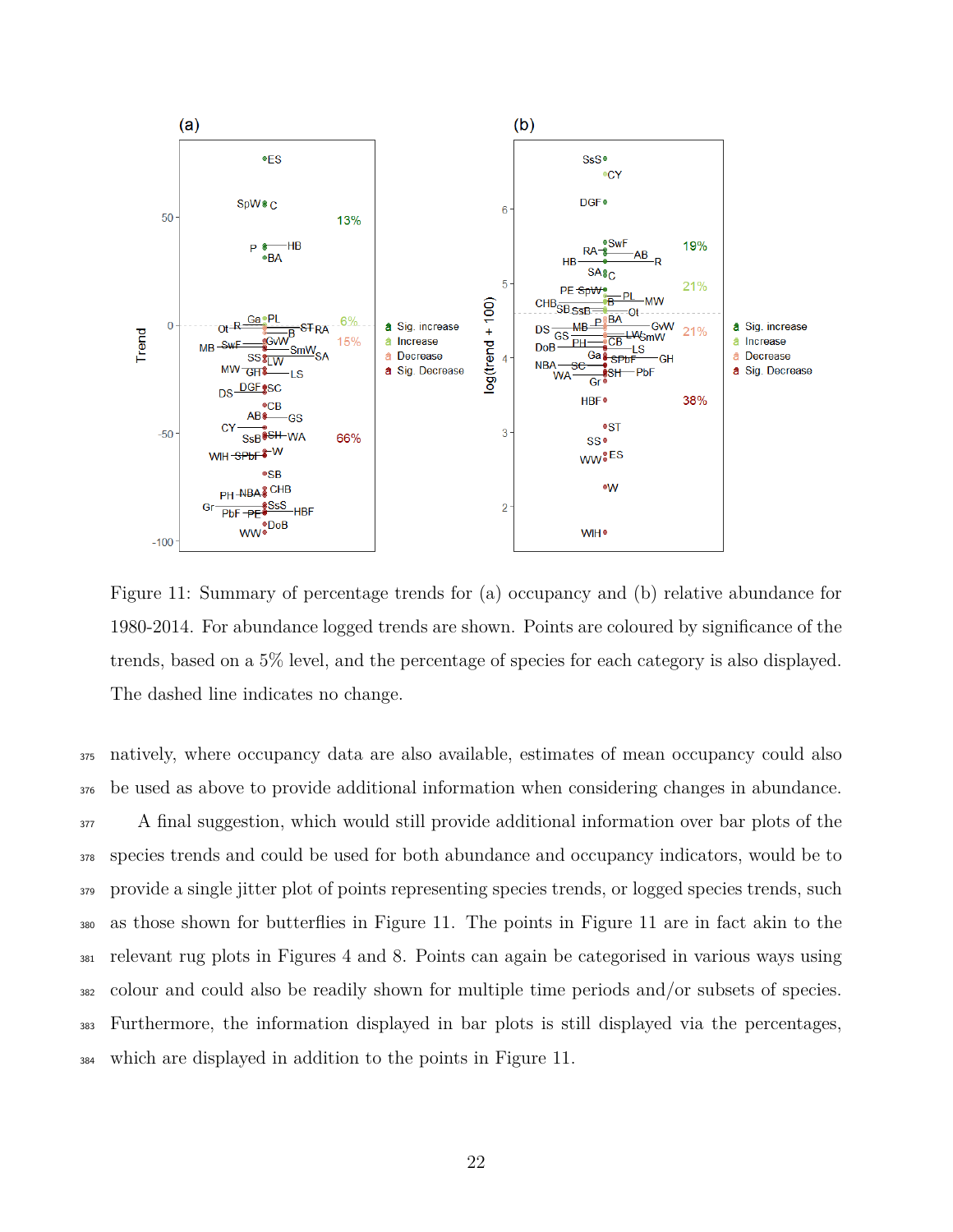Figure 11: Summary of percentage trends for (a) occupancy and (b) relative abundance for 1980-2014. For abundance logged trends are shown. Points are coloured by significance of the trends, based on a 5% level, and the percentage of species for each category is also displayed. The dashed line indicates no change.

natively, where occupancy data are also available, estimates of mean occupancy could also be used as above to provide additional information when considering changes in abundance.

A final suggestion, which would still provide additional information over bar plots of the species trends and could be used for both abundance and occupancy indicators, would be to provide a single jitter plot of points representing species trends, or logged species trends, such as those shown for butterflies in Figure 11. The points in Figure 11 are in fact akin to the relevant rug plots in Figures 4 and 8. Points can again be categorised in various ways using colour and could also be readily shown for multiple time periods and/or subsets of species. Furthermore, the information displayed in bar plots is still displayed via the percentages, which are displayed in addition to the points in Figure 11.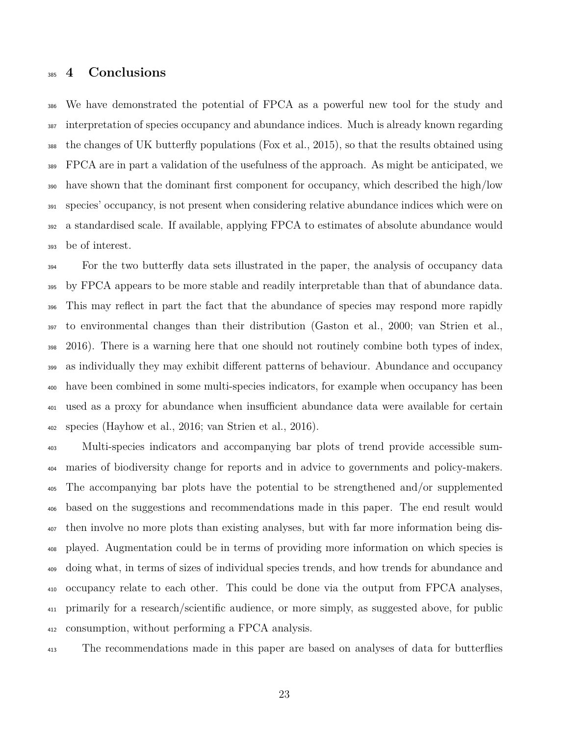# 4 Conclusions

We have demonstrated the potential of FPCA as a powerful new tool for the study and interpretation of species occupancy and abundance indices. Much is already known regarding the changes of UK butterfly populations (Fox et al., 2015), so that the results obtained using FPCA are in part a validation of the usefulness of the approach. As might be anticipated, we have shown that the dominant first component for occupancy, which described the high/low species' occupancy, is not present when considering relative abundance indices which were on a standardised scale. If available, applying FPCA to estimates of absolute abundance would be of interest.

For the two butterfly data sets illustrated in the paper, the analysis of occupancy data by FPCA appears to be more stable and readily interpretable than that of abundance data. This may reflect in part the fact that the abundance of species may respond more rapidly to environmental changes than their distribution (Gaston et al., 2000; van Strien et al., 2016). There is a warning here that one should not routinely combine both types of index, as individually they may exhibit different patterns of behaviour. Abundance and occupancy have been combined in some multi-species indicators, for example when occupancy has been used as a proxy for abundance when insufficient abundance data were available for certain species (Hayhow et al., 2016; van Strien et al., 2016).

Multi-species indicators and accompanying bar plots of trend provide accessible summaries of biodiversity change for reports and in advice to governments and policy-makers. The accompanying bar plots have the potential to be strengthened and/or supplemented based on the suggestions and recommendations made in this paper. The end result would then involve no more plots than existing analyses, but with far more information being displayed. Augmentation could be in terms of providing more information on which species is doing what, in terms of sizes of individual species trends, and how trends for abundance and occupancy relate to each other. This could be done via the output from FPCA analyses, primarily for a research/scientific audience, or more simply, as suggested above, for public consumption, without performing a FPCA analysis.

The recommendations made in this paper are based on analyses of data for butterflies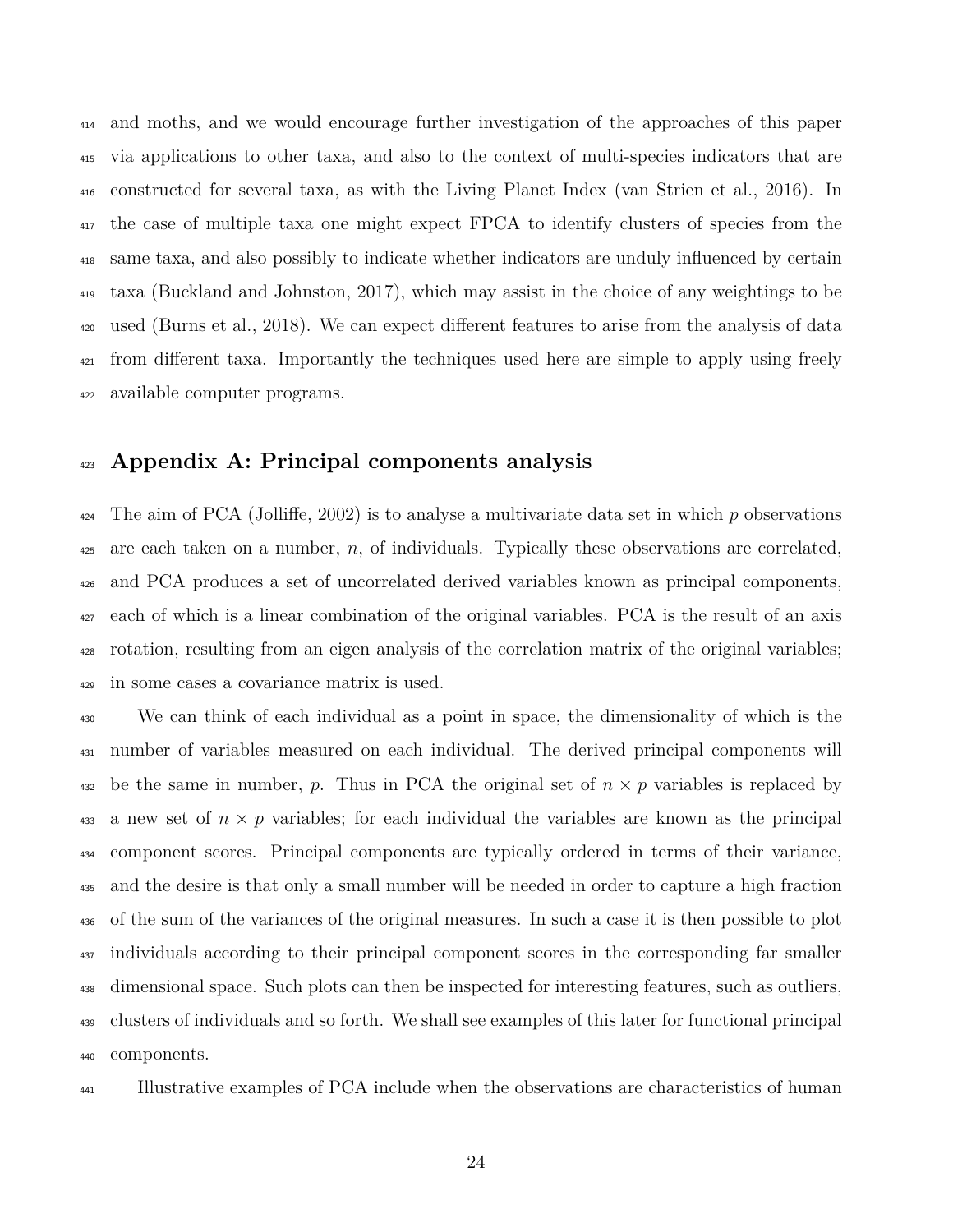and moths, and we would encourage further investigation of the approaches of this paper via applications to other taxa, and also to the context of multi-species indicators that are constructed for several taxa, as with the Living Planet Index (van Strien et al., 2016). In the case of multiple taxa one might expect FPCA to identify clusters of species from the same taxa, and also possibly to indicate whether indicators are unduly influenced by certain taxa (Buckland and Johnston, 2017), which may assist in the choice of any weightings to be used (Burns et al., 2018). We can expect different features to arise from the analysis of data from different taxa. Importantly the techniques used here are simple to apply using freely available computer programs.

## Appendix A: Principal components analysis

The aim of PCA (Jolliffe, 2002) is to analyse a multivariate data set in which $p$ observations are each taken on a number, $n$, of individuals. Typically these observations are correlated, and PCA produces a set of uncorrelated derived variables known as principal components, each of which is a linear combination of the original variables. PCA is the result of an axis rotation, resulting from an eigen analysis of the correlation matrix of the original variables; in some cases a covariance matrix is used.

We can think of each individual as a point in space, the dimensionality of which is the number of variables measured on each individual. The derived principal components will be the same in number, $p$. Thus in PCA the original set of $n \times p$ variables is replaced by a new set of $n \times p$ variables; for each individual the variables are known as the principal component scores. Principal components are typically ordered in terms of their variance, and the desire is that only a small number will be needed in order to capture a high fraction of the sum of the variances of the original measures. In such a case it is then possible to plot individuals according to their principal component scores in the corresponding far smaller dimensional space. Such plots can then be inspected for interesting features, such as outliers, clusters of individuals and so forth. We shall see examples of this later for functional principal components.

Illustrative examples of PCA include when the observations are characteristics of human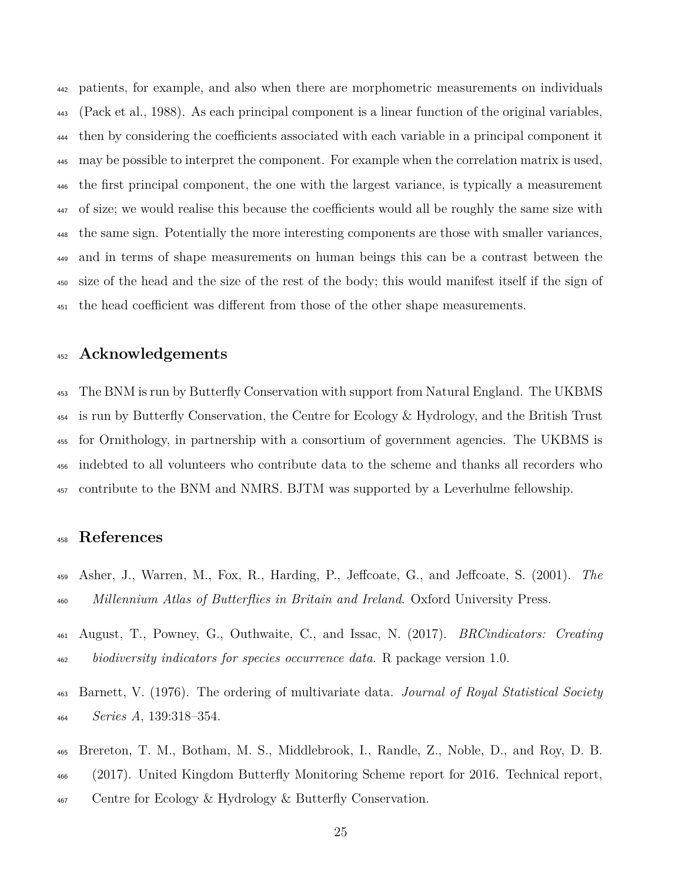patients, for example, and also when there are morphometric measurements on individuals (Pack et al., 1988). As each principal component is a linear function of the original variables, then by considering the coefficients associated with each variable in a principal component it may be possible to interpret the component. For example when the correlation matrix is used, the first principal component, the one with the largest variance, is typically a measurement of size; we would realise this because the coefficients would all be roughly the same size with the same sign. Potentially the more interesting components are those with smaller variances, and in terms of shape measurements on human beings this can be a contrast between the size of the head and the size of the rest of the body; this would manifest itself if the sign of the head coefficient was different from those of the other shape measurements.

## Acknowledgements

The BNM is run by Butterfly Conservation with support from Natural England. The UKBMS is run by Butterfly Conservation, the Centre for Ecology & Hydrology, and the British Trust for Ornithology, in partnership with a consortium of government agencies. The UKBMS is indebted to all volunteers who contribute data to the scheme and thanks all recorders who contribute to the BNM and NMRS. BJTM was supported by a Leverhulme fellowship.

## References

Asher, J., Warren, M., Fox, R., Harding, P., Jeffcoate, G., and Jeffcoate, S. (2001). *The Millennium Atlas of Butterflies in Britain and Ireland*. Oxford University Press.

August, T., Powney, G., Outhwaite, C., and Issac, N. (2017). *BRCindicators: Creating biodiversity indicators for species occurrence data*. R package version 1.0.

Barnett, V. (1976). The ordering of multivariate data. *Journal of Royal Statistical Society Series A*, 139:318–354.

Brereton, T. M., Botham, M. S., Middlebrook, I., Randle, Z., Noble, D., and Roy, D. B. (2017). United Kingdom Butterfly Monitoring Scheme report for 2016. Technical report, Centre for Ecology & Hydrology & Butterfly Conservation.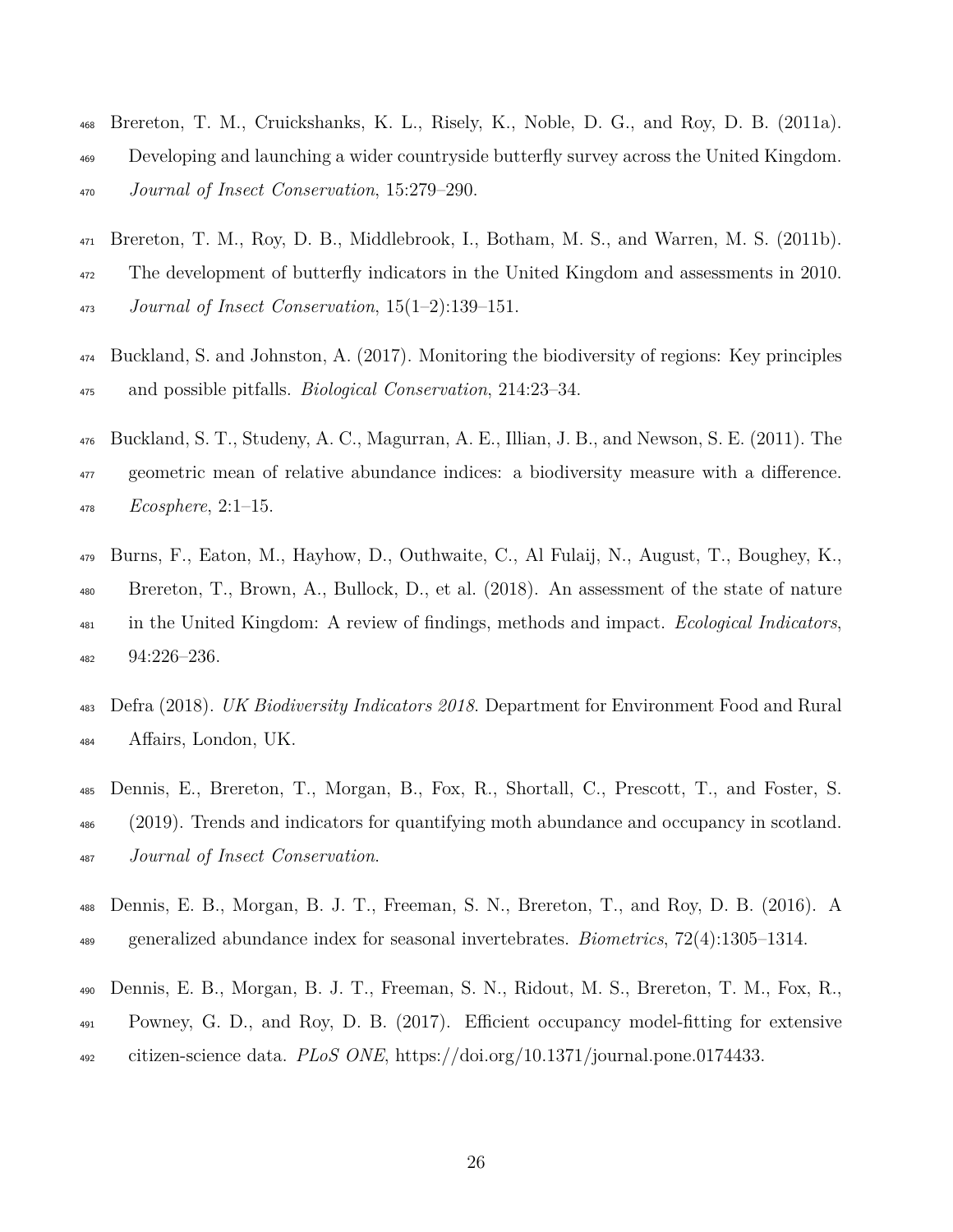Brereton, T. M., Cruickshanks, K. L., Risely, K., Noble, D. G., and Roy, D. B. (2011a). Developing and launching a wider countryside butterfly survey across the United Kingdom. *Journal of Insect Conservation*, 15:279–290.

Brereton, T. M., Roy, D. B., Middlebrook, I., Botham, M. S., and Warren, M. S. (2011b). The development of butterfly indicators in the United Kingdom and assessments in 2010. *Journal of Insect Conservation*, 15(1–2):139–151.

Buckland, S. and Johnston, A. (2017). Monitoring the biodiversity of regions: Key principles and possible pitfalls. *Biological Conservation*, 214:23–34.

Buckland, S. T., Studeny, A. C., Magurran, A. E., Illian, J. B., and Newson, S. E. (2011). The geometric mean of relative abundance indices: a biodiversity measure with a difference. *Ecosphere*, 2:1–15.

Burns, F., Eaton, M., Hayhow, D., Outhwaite, C., Al Fulaij, N., August, T., Boughey, K., Brereton, T., Brown, A., Bullock, D., et al. (2018). An assessment of the state of nature in the United Kingdom: A review of findings, methods and impact. *Ecological Indicators*, 94:226–236.

Defra (2018). *UK Biodiversity Indicators 2018*. Department for Environment Food and Rural Affairs, London, UK.

Dennis, E., Brereton, T., Morgan, B., Fox, R., Shortall, C., Prescott, T., and Foster, S. (2019). Trends and indicators for quantifying moth abundance and occupancy in scotland. *Journal of Insect Conservation*.

Dennis, E. B., Morgan, B. J. T., Freeman, S. N., Brereton, T., and Roy, D. B. (2016). A generalized abundance index for seasonal invertebrates. *Biometrics*, 72(4):1305–1314.

Dennis, E. B., Morgan, B. J. T., Freeman, S. N., Ridout, M. S., Brereton, T. M., Fox, R., Powney, G. D., and Roy, D. B. (2017). Efficient occupancy model-fitting for extensive citizen-science data. *PLoS ONE*, https://doi.org/10.1371/journal.pone.0174433.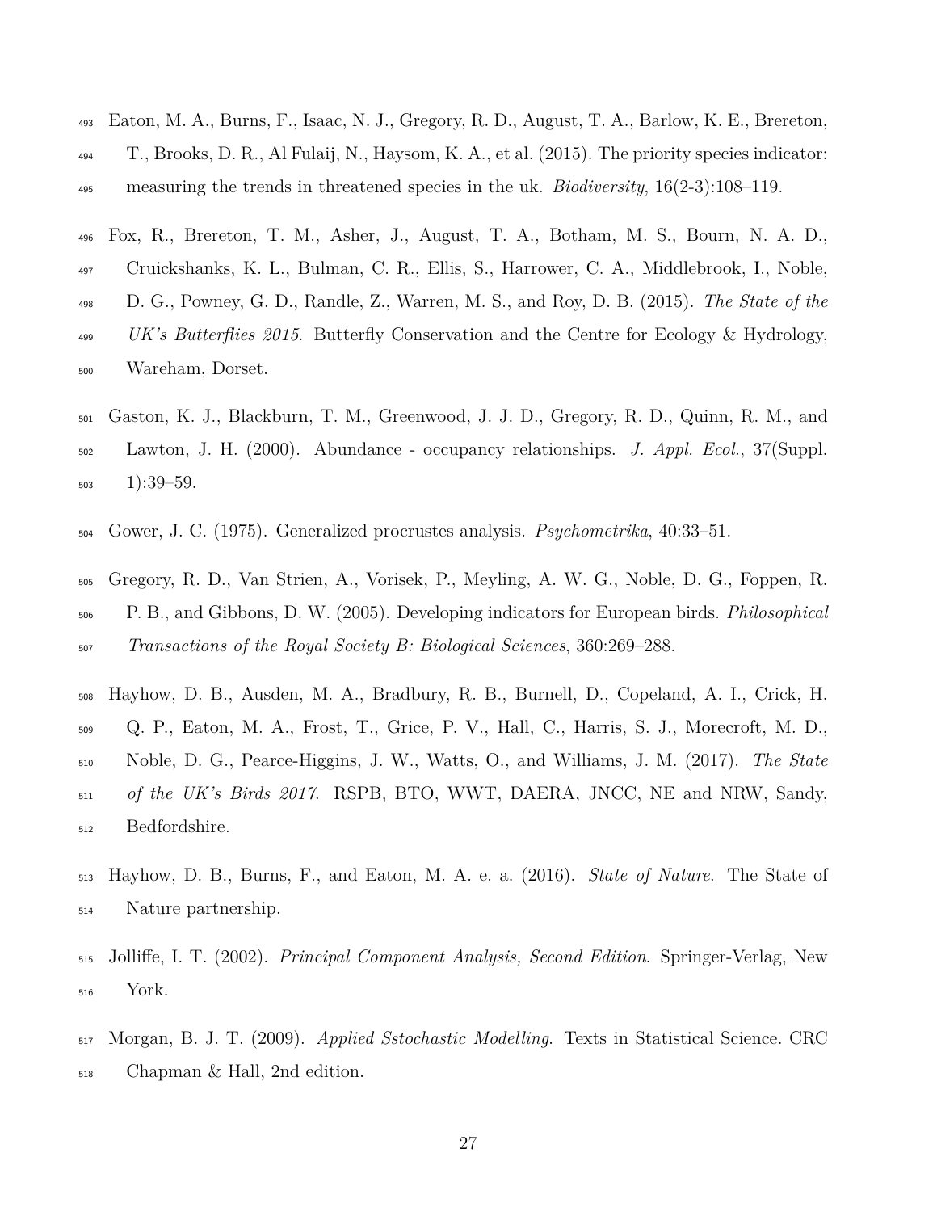Eaton, M. A., Burns, F., Isaac, N. J., Gregory, R. D., August, T. A., Barlow, K. E., Brereton, T., Brooks, D. R., Al Fulaij, N., Haysom, K. A., et al. (2015). The priority species indicator: measuring the trends in threatened species in the uk. *Biodiversity*, 16(2-3):108–119.

Fox, R., Brereton, T. M., Asher, J., August, T. A., Botham, M. S., Bourn, N. A. D., Cruickshanks, K. L., Bulman, C. R., Ellis, S., Harrower, C. A., Middlebrook, I., Noble, D. G., Powney, G. D., Randle, Z., Warren, M. S., and Roy, D. B. (2015). *The State of the UK's Butterflies 2015*. Butterfly Conservation and the Centre for Ecology & Hydrology, Wareham, Dorset.

Gaston, K. J., Blackburn, T. M., Greenwood, J. J. D., Gregory, R. D., Quinn, R. M., and Lawton, J. H. (2000). Abundance - occupancy relationships. *J. Appl. Ecol.*, 37(Suppl. 1):39–59.

Gower, J. C. (1975). Generalized procrustes analysis. *Psychometrika*, 40:33–51.

Gregory, R. D., Van Strien, A., Vorisek, P., Meyling, A. W. G., Noble, D. G., Foppen, R. P. B., and Gibbons, D. W. (2005). Developing indicators for European birds. *Philosophical Transactions of the Royal Society B: Biological Sciences*, 360:269–288.

Hayhow, D. B., Ausden, M. A., Bradbury, R. B., Burnell, D., Copeland, A. I., Crick, H. Q. P., Eaton, M. A., Frost, T., Grice, P. V., Hall, C., Harris, S. J., Morecroft, M. D., Noble, D. G., Pearce-Higgins, J. W., Watts, O., and Williams, J. M. (2017). *The State of the UK's Birds 2017*. RSPB, BTO, WWT, DAERA, JNCC, NE and NRW, Sandy, Bedfordshire.

Hayhow, D. B., Burns, F., and Eaton, M. A. e. a. (2016). *State of Nature*. The State of Nature partnership.

Jolliffe, I. T. (2002). *Principal Component Analysis, Second Edition*. Springer-Verlag, New York.

Morgan, B. J. T. (2009). *Applied Sstochastic Modelling*. Texts in Statistical Science. CRC Chapman & Hall, 2nd edition.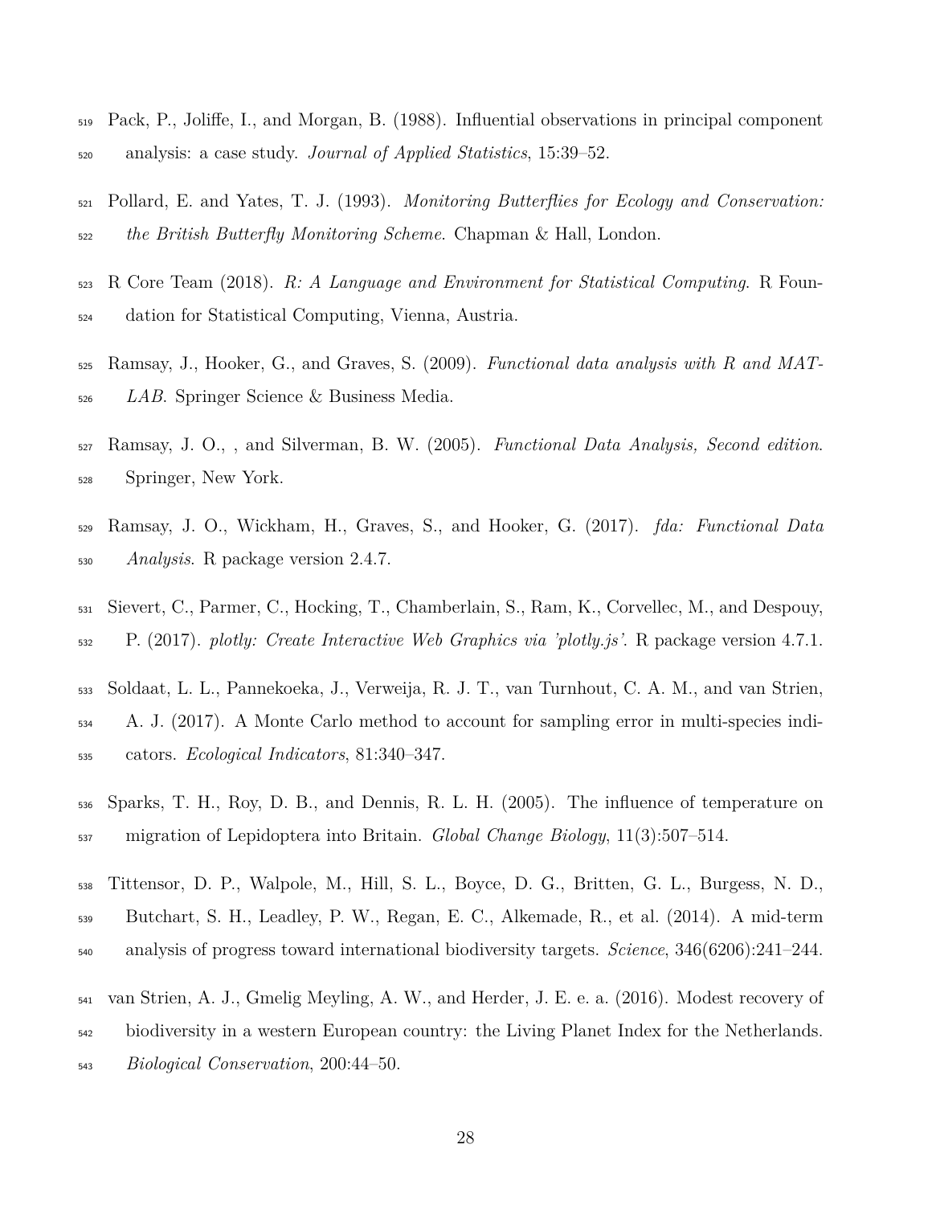Pack, P., Joliffe, I., and Morgan, B. (1988). Influential observations in principal component analysis: a case study. *Journal of Applied Statistics*, 15:39–52.

Pollard, E. and Yates, T. J. (1993). *Monitoring Butterflies for Ecology and Conservation: the British Butterfly Monitoring Scheme*. Chapman & Hall, London.

R Core Team (2018). *R: A Language and Environment for Statistical Computing*. R Foundation for Statistical Computing, Vienna, Austria.

Ramsay, J., Hooker, G., and Graves, S. (2009). *Functional data analysis with R and MATLAB*. Springer Science & Business Media.

Ramsay, J. O., , and Silverman, B. W. (2005). *Functional Data Analysis, Second edition*. Springer, New York.

Ramsay, J. O., Wickham, H., Graves, S., and Hooker, G. (2017). *fda: Functional Data Analysis*. R package version 2.4.7.

Sievert, C., Parmer, C., Hocking, T., Chamberlain, S., Ram, K., Corvellec, M., and Despouy, P. (2017). *plotly: Create Interactive Web Graphics via 'plotly.js'*. R package version 4.7.1.

Soldaat, L. L., Pannekoeka, J., Verweija, R. J. T., van Turnhout, C. A. M., and van Strien, A. J. (2017). A Monte Carlo method to account for sampling error in multi-species indicators. *Ecological Indicators*, 81:340–347.

Sparks, T. H., Roy, D. B., and Dennis, R. L. H. (2005). The influence of temperature on migration of Lepidoptera into Britain. *Global Change Biology*, 11(3):507–514.

Tittensor, D. P., Walpole, M., Hill, S. L., Boyce, D. G., Britten, G. L., Burgess, N. D., Butchart, S. H., Leadley, P. W., Regan, E. C., Alkemade, R., et al. (2014). A mid-term analysis of progress toward international biodiversity targets. *Science*, 346(6206):241–244.

van Strien, A. J., Gmelig Meyling, A. W., and Herder, J. E. e. a. (2016). Modest recovery of biodiversity in a western European country: the Living Planet Index for the Netherlands. *Biological Conservation*, 200:44–50.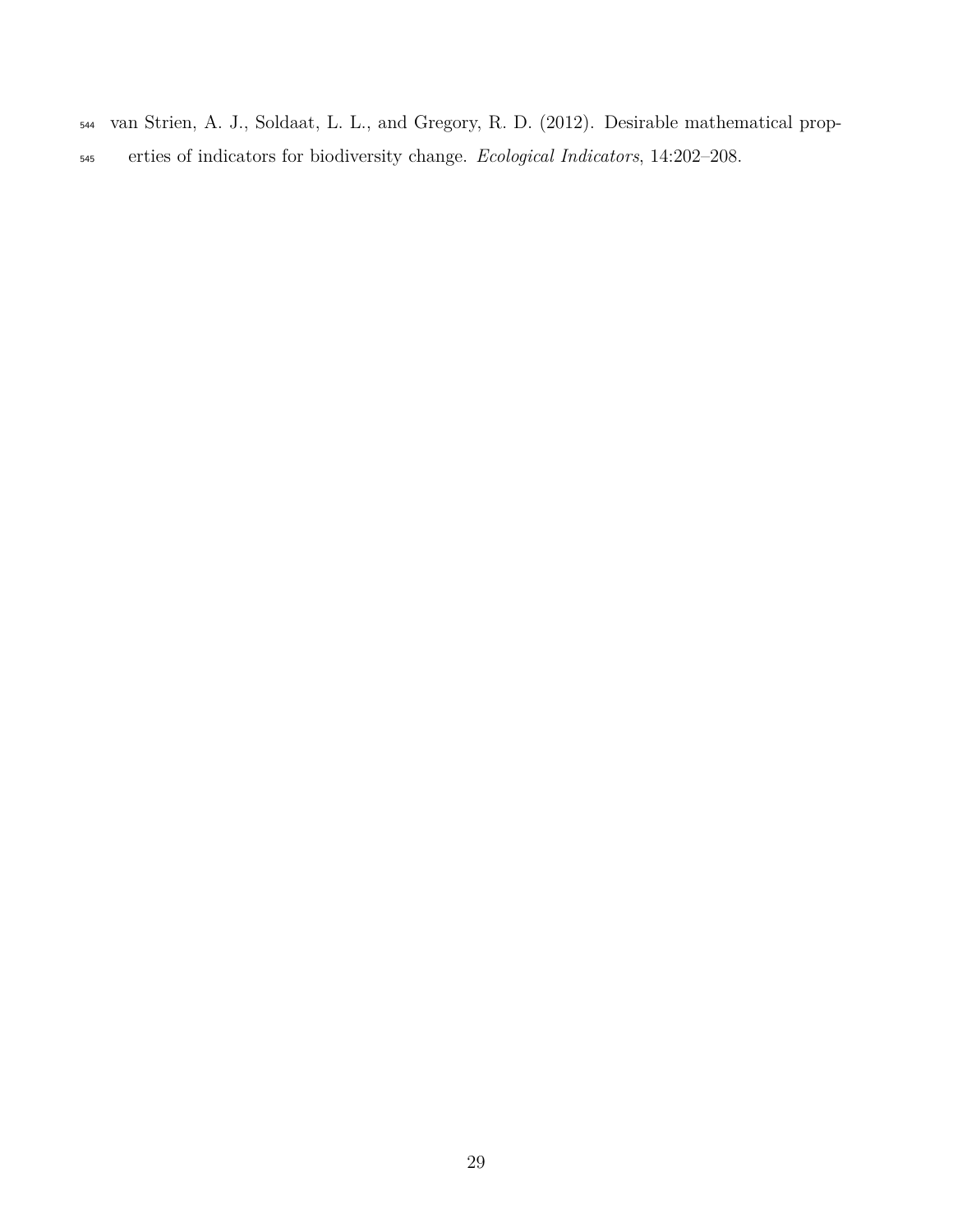van Strien, A. J., Soldaat, L. L., and Gregory, R. D. (2012). Desirable mathematical properties of indicators for biodiversity change. *Ecological Indicators*, 14:202–208.